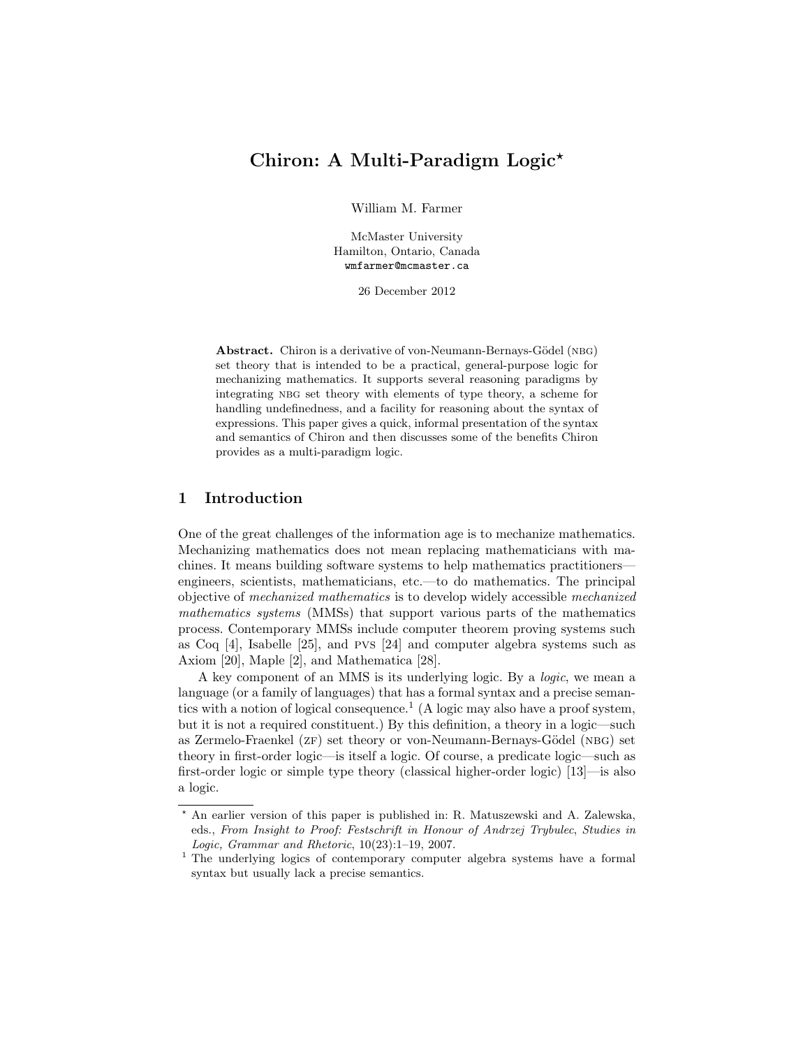# Chiron: A Multi-Paradigm Logic*

William M. Farmer

McMaster University
Hamilton, Ontario, Canada
wmfarmer@mcmaster.ca

26 December 2012

**Abstract.** Chiron is a derivative of von-Neumann-Bernays-Gödel (NBG) set theory that is intended to be a practical, general-purpose logic for mechanizing mathematics. It supports several reasoning paradigms by integrating NBG set theory with elements of type theory, a scheme for handling undefinedness, and a facility for reasoning about the syntax of expressions. This paper gives a quick, informal presentation of the syntax and semantics of Chiron and then discusses some of the benefits Chiron provides as a multi-paradigm logic.

## 1 Introduction

One of the great challenges of the information age is to mechanize mathematics. Mechanizing mathematics does not mean replacing mathematicians with machines. It means building software systems to help mathematics practitioners—engineers, scientists, mathematicians, etc.—to do mathematics. The principal objective of *mechanized mathematics* is to develop widely accessible *mechanized mathematics systems* (MMSs) that support various parts of the mathematics process. Contemporary MMSs include computer theorem proving systems such as Coq [4], Isabelle [25], and PVS [24] and computer algebra systems such as Axiom [20], Maple [2], and Mathematica [28].

A key component of an MMS is its underlying logic. By a *logic*, we mean a language (or a family of languages) that has a formal syntax and a precise semantics with a notion of logical consequence.[1] (A logic may also have a proof system, but it is not a required constituent.) By this definition, a theory in a logic—such as Zermelo-Fraenkel (ZF) set theory or von-Neumann-Bernays-Gödel (NBG) set theory in first-order logic—is itself a logic. Of course, a predicate logic—such as first-order logic or simple type theory (classical higher-order logic) [13]—is also a logic.

---

* An earlier version of this paper is published in: R. Matuszewski and A. Zalewska, eds., *From Insight to Proof: Festschrift in Honour of Andrzej Trybulec*, *Studies in Logic, Grammar and Rhetoric*, 10(23):1–19, 2007.

[1] The underlying logics of contemporary computer algebra systems have a formal syntax but usually lack a precise semantics.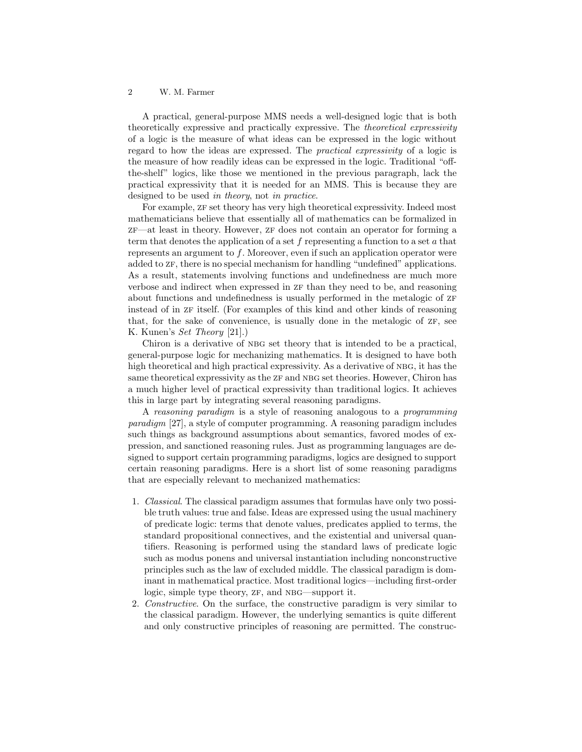A practical, general-purpose MMS needs a well-designed logic that is both theoretically expressive and practically expressive. The *theoretical expressivity* of a logic is the measure of what ideas can be expressed in the logic without regard to how the ideas are expressed. The *practical expressivity* of a logic is the measure of how readily ideas can be expressed in the logic. Traditional "off-the-shelf" logics, like those we mentioned in the previous paragraph, lack the practical expressivity that it is needed for an MMS. This is because they are designed to be used *in theory*, not *in practice*.

For example, ZF set theory has very high theoretical expressivity. Indeed most mathematicians believe that essentially all of mathematics can be formalized in ZF—at least in theory. However, ZF does not contain an operator for forming a term that denotes the application of a set $f$ representing a function to a set $a$ that represents an argument to $f$. Moreover, even if such an application operator were added to ZF, there is no special mechanism for handling "undefined" applications. As a result, statements involving functions and undefinedness are much more verbose and indirect when expressed in ZF than they need to be, and reasoning about functions and undefinedness is usually performed in the metalogic of ZF instead of in ZF itself. (For examples of this kind and other kinds of reasoning that, for the sake of convenience, is usually done in the metalogic of ZF, see K. Kunen's *Set Theory* [21].)

Chiron is a derivative of NBG set theory that is intended to be a practical, general-purpose logic for mechanizing mathematics. It is designed to have both high theoretical and high practical expressivity. As a derivative of NBG, it has the same theoretical expressivity as the ZF and NBG set theories. However, Chiron has a much higher level of practical expressivity than traditional logics. It achieves this in large part by integrating several reasoning paradigms.

A *reasoning paradigm* is a style of reasoning analogous to a *programming paradigm* [27], a style of computer programming. A reasoning paradigm includes such things as background assumptions about semantics, favored modes of expression, and sanctioned reasoning rules. Just as programming languages are designed to support certain programming paradigms, logics are designed to support certain reasoning paradigms. Here is a short list of some reasoning paradigms that are especially relevant to mechanized mathematics:

1. *Classical*. The classical paradigm assumes that formulas have only two possible truth values: true and false. Ideas are expressed using the usual machinery of predicate logic: terms that denote values, predicates applied to terms, the standard propositional connectives, and the existential and universal quantifiers. Reasoning is performed using the standard laws of predicate logic such as modus ponens and universal instantiation including nonconstructive principles such as the law of excluded middle. The classical paradigm is dominant in mathematical practice. Most traditional logics—including first-order logic, simple type theory, ZF, and NBG—support it.
2. *Constructive*. On the surface, the constructive paradigm is very similar to the classical paradigm. However, the underlying semantics is quite different and only constructive principles of reasoning are permitted. The construc-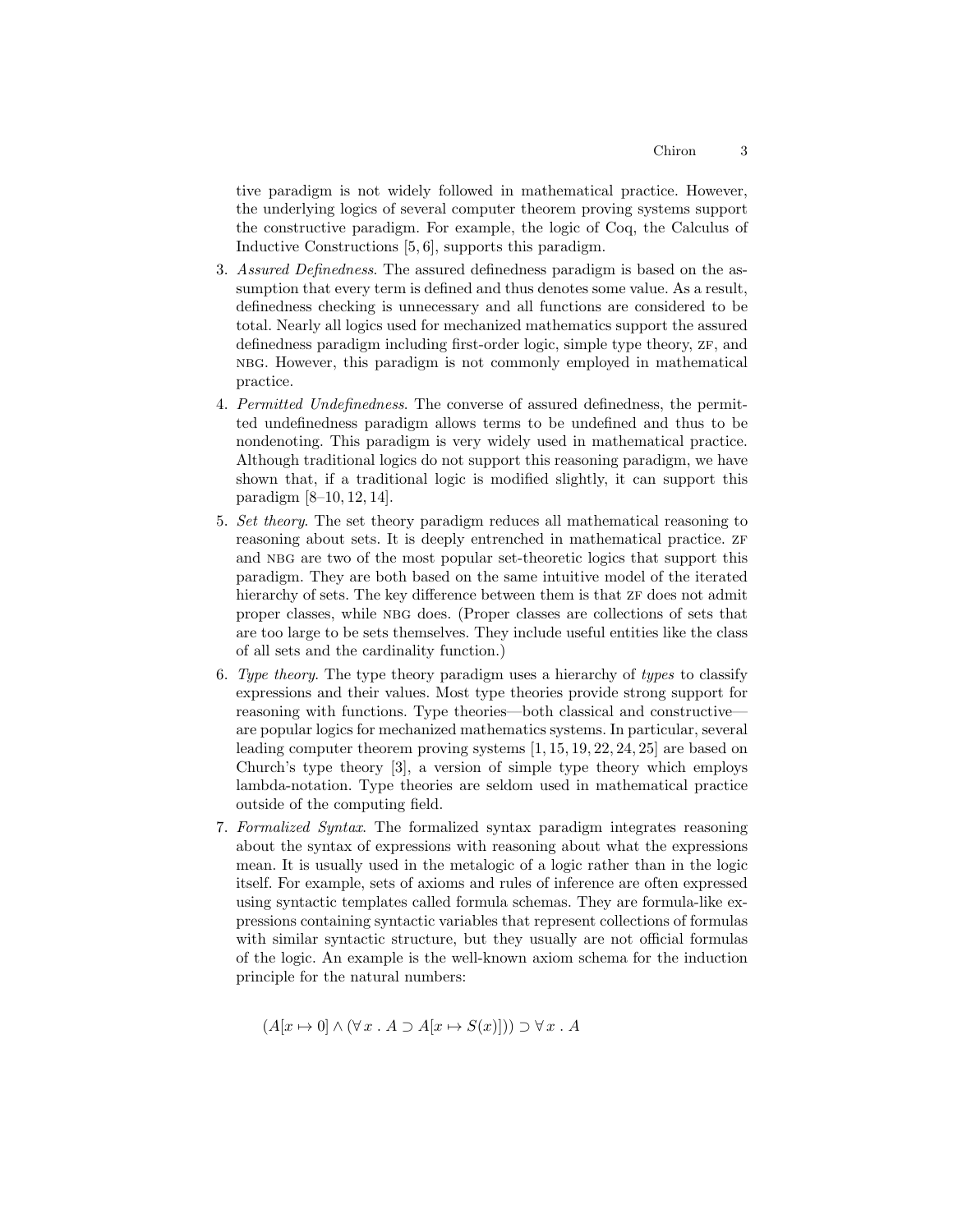tive paradigm is not widely followed in mathematical practice. However, the underlying logics of several computer theorem proving systems support the constructive paradigm. For example, the logic of Coq, the Calculus of Inductive Constructions [5, 6], supports this paradigm.

3. *Assured Definedness*. The assured definedness paradigm is based on the assumption that every term is defined and thus denotes some value. As a result, definedness checking is unnecessary and all functions are considered to be total. Nearly all logics used for mechanized mathematics support the assured definedness paradigm including first-order logic, simple type theory, ZF, and NBG. However, this paradigm is not commonly employed in mathematical practice.
4. *Permitted Undefinedness*. The converse of assured definedness, the permitted undefinedness paradigm allows terms to be undefined and thus to be nondenoting. This paradigm is very widely used in mathematical practice. Although traditional logics do not support this reasoning paradigm, we have shown that, if a traditional logic is modified slightly, it can support this paradigm [8–10, 12, 14].
5. *Set theory*. The set theory paradigm reduces all mathematical reasoning to reasoning about sets. It is deeply entrenched in mathematical practice. ZF and NBG are two of the most popular set-theoretic logics that support this paradigm. They are both based on the same intuitive model of the iterated hierarchy of sets. The key difference between them is that ZF does not admit proper classes, while NBG does. (Proper classes are collections of sets that are too large to be sets themselves. They include useful entities like the class of all sets and the cardinality function.)
6. *Type theory*. The type theory paradigm uses a hierarchy of *types* to classify expressions and their values. Most type theories provide strong support for reasoning with functions. Type theories—both classical and constructive—are popular logics for mechanized mathematics systems. In particular, several leading computer theorem proving systems [1, 15, 19, 22, 24, 25] are based on Church's type theory [3], a version of simple type theory which employs lambda-notation. Type theories are seldom used in mathematical practice outside of the computing field.
7. *Formalized Syntax*. The formalized syntax paradigm integrates reasoning about the syntax of expressions with reasoning about what the expressions mean. It is usually used in the metalogic of a logic rather than in the logic itself. For example, sets of axioms and rules of inference are often expressed using syntactic templates called formula schemas. They are formula-like expressions containing syntactic variables that represent collections of formulas with similar syntactic structure, but they usually are not official formulas of the logic. An example is the well-known axiom schema for the induction principle for the natural numbers:

$$(A[x \mapsto 0] \wedge (\forall\, x \,.\, A \supset A[x \mapsto S(x)])) \supset \forall\, x \,.\, A$$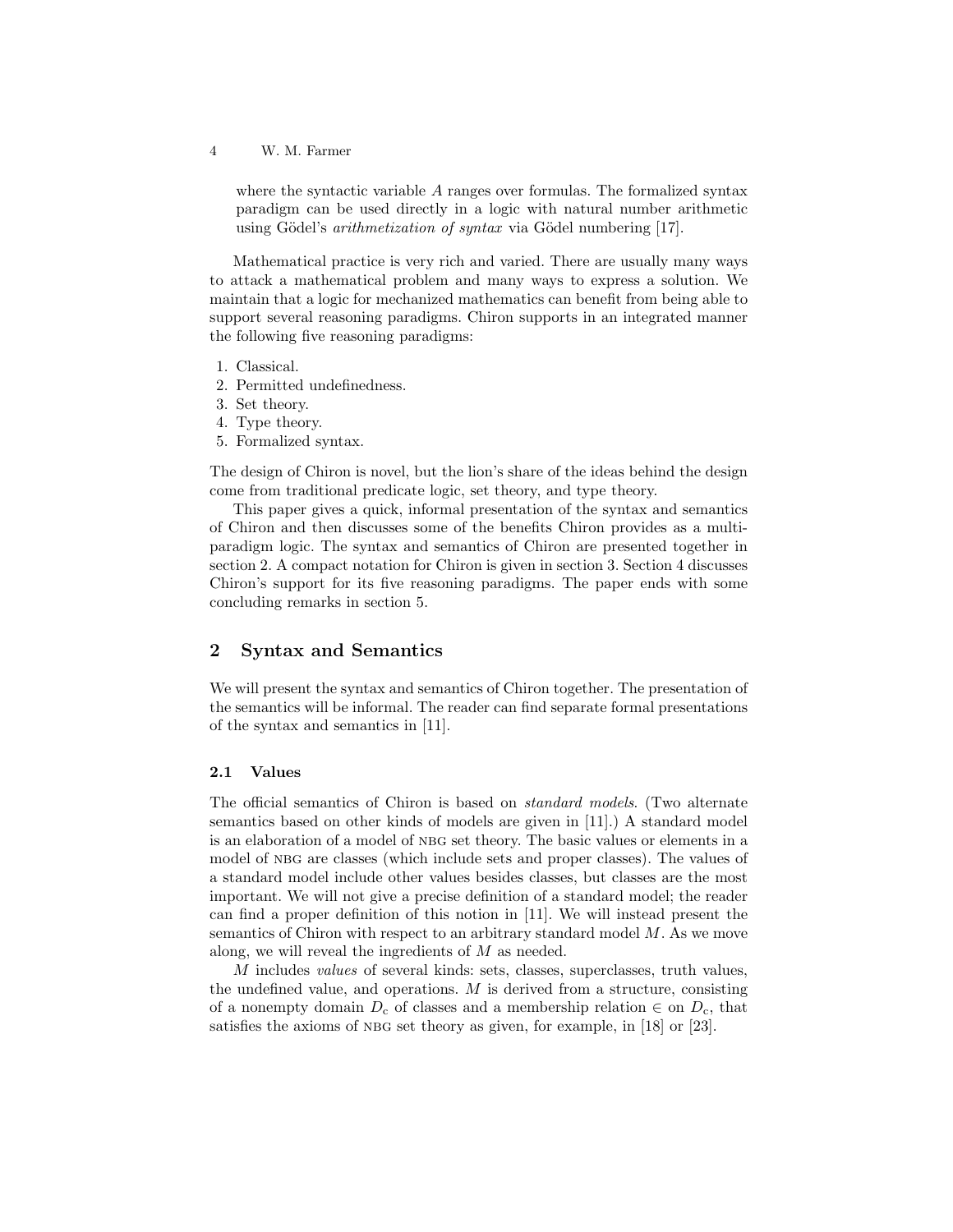where the syntactic variable $A$ ranges over formulas. The formalized syntax paradigm can be used directly in a logic with natural number arithmetic using Gödel's *arithmetization of syntax* via Gödel numbering [17].

Mathematical practice is very rich and varied. There are usually many ways to attack a mathematical problem and many ways to express a solution. We maintain that a logic for mechanized mathematics can benefit from being able to support several reasoning paradigms. Chiron supports in an integrated manner the following five reasoning paradigms:

1. Classical.
2. Permitted undefinedness.
3. Set theory.
4. Type theory.
5. Formalized syntax.

The design of Chiron is novel, but the lion's share of the ideas behind the design come from traditional predicate logic, set theory, and type theory.

This paper gives a quick, informal presentation of the syntax and semantics of Chiron and then discusses some of the benefits Chiron provides as a multi-paradigm logic. The syntax and semantics of Chiron are presented together in section 2. A compact notation for Chiron is given in section 3. Section 4 discusses Chiron's support for its five reasoning paradigms. The paper ends with some concluding remarks in section 5.

## 2 Syntax and Semantics

We will present the syntax and semantics of Chiron together. The presentation of the semantics will be informal. The reader can find separate formal presentations of the syntax and semantics in [11].

### 2.1 Values

The official semantics of Chiron is based on *standard models*. (Two alternate semantics based on other kinds of models are given in [11].) A standard model is an elaboration of a model of NBG set theory. The basic values or elements in a model of NBG are classes (which include sets and proper classes). The values of a standard model include other values besides classes, but classes are the most important. We will not give a precise definition of a standard model; the reader can find a proper definition of this notion in [11]. We will instead present the semantics of Chiron with respect to an arbitrary standard model $M$. As we move along, we will reveal the ingredients of $M$ as needed.

$M$ includes *values* of several kinds: sets, classes, superclasses, truth values, the undefined value, and operations. $M$ is derived from a structure, consisting of a nonempty domain $D_{\mathrm{c}}$ of classes and a membership relation $\in$ on $D_{\mathrm{c}}$, that satisfies the axioms of NBG set theory as given, for example, in [18] or [23].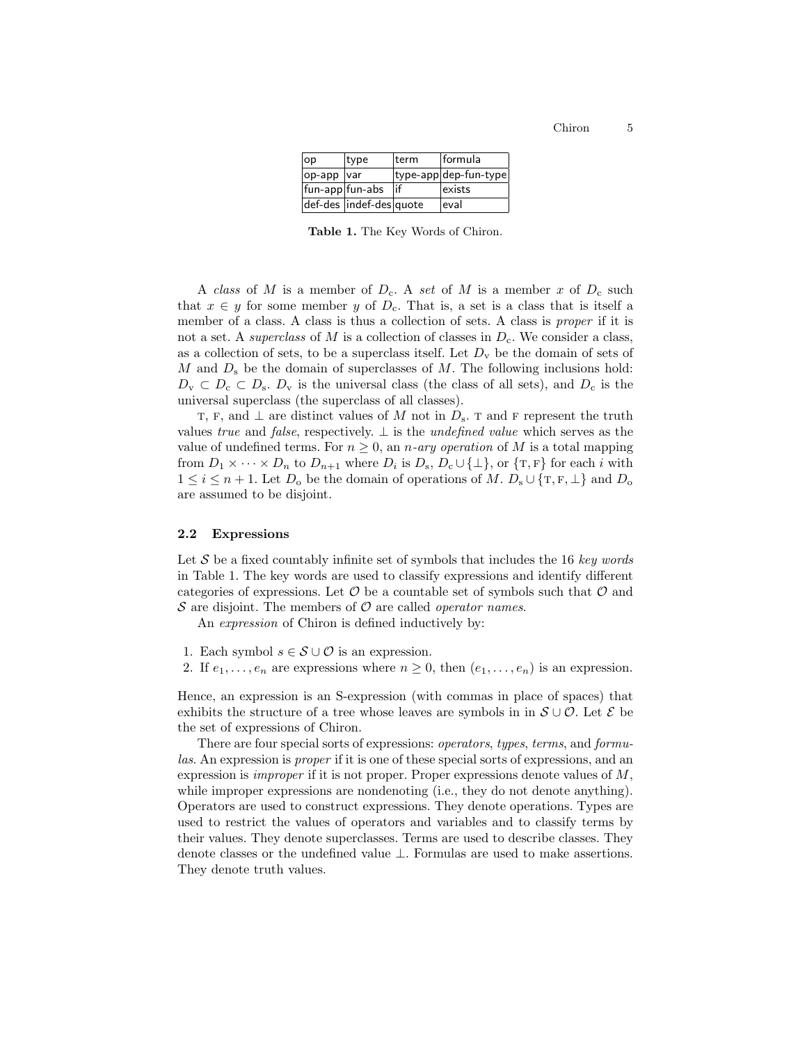| op | type | term | formula |
|---|---|---|---|
| op-app | var | type-app | dep-fun-type |
| fun-app | fun-abs | if | exists |
| def-des | indef-des | quote | eval |

**Table 1.** The Key Words of Chiron.

A *class* of $M$ is a member of $D_c$. A *set* of $M$ is a member $x$ of $D_c$ such that $x \in y$ for some member $y$ of $D_c$. That is, a set is a class that is itself a member of a class. A class is thus a collection of sets. A class is *proper* if it is not a set. A *superclass* of $M$ is a collection of classes in $D_c$. We consider a class, as a collection of sets, to be a superclass itself. Let $D_v$ be the domain of sets of $M$ and $D_s$ be the domain of superclasses of $M$. The following inclusions hold: $D_v \subset D_c \subset D_s$. $D_v$ is the universal class (the class of all sets), and $D_c$ is the universal superclass (the superclass of all classes).

T, F, and $\bot$ are distinct values of $M$ not in $D_s$. T and F represent the truth values *true* and *false*, respectively. $\bot$ is the *undefined value* which serves as the value of undefined terms. For $n \geq 0$, an *n-ary operation* of $M$ is a total mapping from $D_1 \times \cdots \times D_n$ to $D_{n+1}$ where $D_i$ is $D_s$, $D_c \cup \{\bot\}$, or $\{\text{T}, \text{F}\}$ for each $i$ with $1 \leq i \leq n+1$. Let $D_o$ be the domain of operations of $M$. $D_s \cup \{\text{T}, \text{F}, \bot\}$ and $D_o$ are assumed to be disjoint.

### 2.2 Expressions

Let $\mathcal{S}$ be a fixed countably infinite set of symbols that includes the 16 *key words* in Table 1. The key words are used to classify expressions and identify different categories of expressions. Let $\mathcal{O}$ be a countable set of symbols such that $\mathcal{O}$ and $\mathcal{S}$ are disjoint. The members of $\mathcal{O}$ are called *operator names*.

An *expression* of Chiron is defined inductively by:

1. Each symbol $s \in \mathcal{S} \cup \mathcal{O}$ is an expression.
2. If $e_1, \ldots, e_n$ are expressions where $n \geq 0$, then $(e_1, \ldots, e_n)$ is an expression.

Hence, an expression is an S-expression (with commas in place of spaces) that exhibits the structure of a tree whose leaves are symbols in in $\mathcal{S} \cup \mathcal{O}$. Let $\mathcal{E}$ be the set of expressions of Chiron.

There are four special sorts of expressions: *operators*, *types*, *terms*, and *formulas*. An expression is *proper* if it is one of these special sorts of expressions, and an expression is *improper* if it is not proper. Proper expressions denote values of $M$, while improper expressions are nondenoting (i.e., they do not denote anything). Operators are used to construct expressions. They denote operations. Types are used to restrict the values of operators and variables and to classify terms by their values. They denote superclasses. Terms are used to describe classes. They denote classes or the undefined value $\bot$. Formulas are used to make assertions. They denote truth values.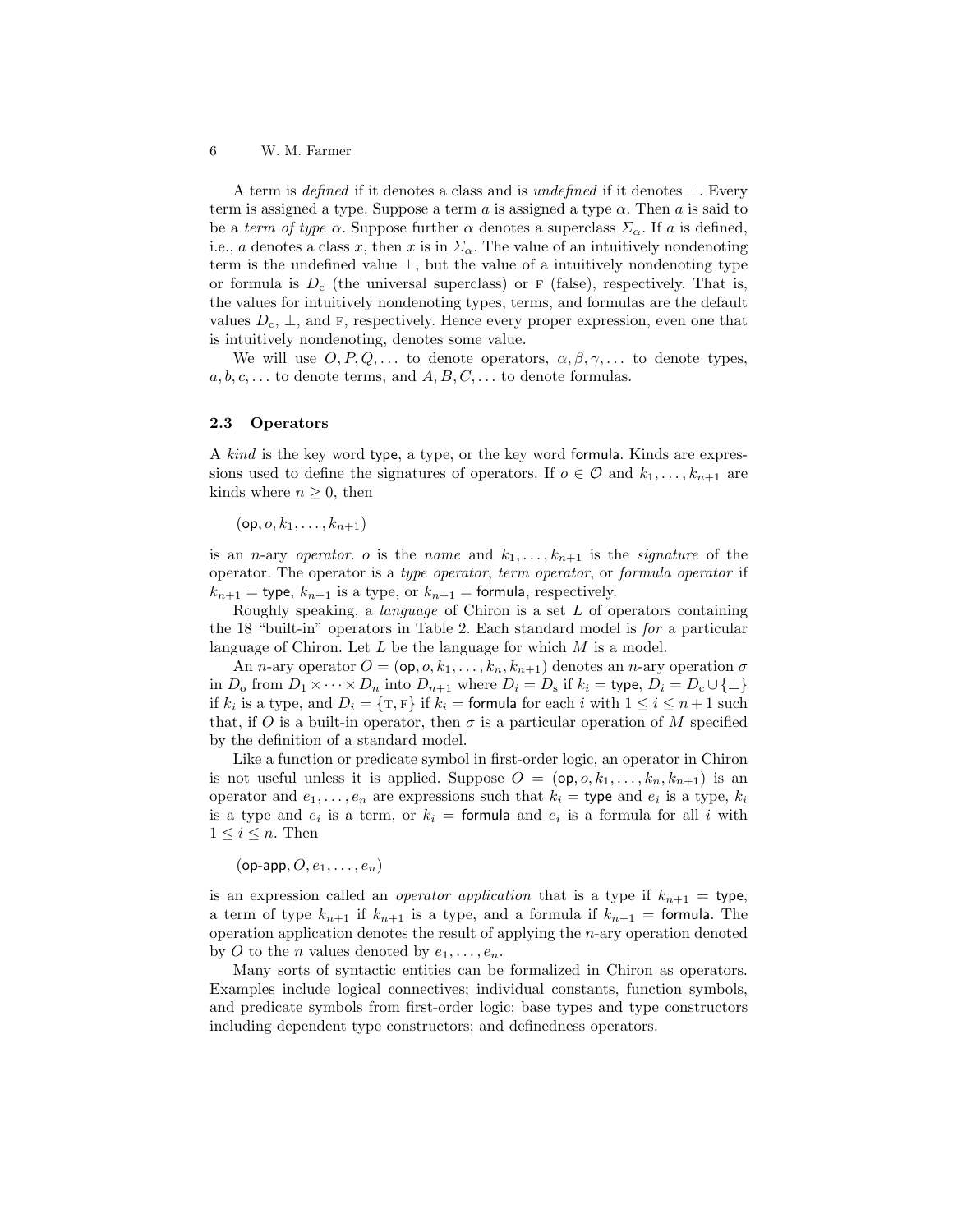A term is *defined* if it denotes a class and is *undefined* if it denotes $\bot$. Every term is assigned a type. Suppose a term $a$ is assigned a type $\alpha$. Then $a$ is said to be a *term of type* $\alpha$. Suppose further $\alpha$ denotes a superclass $\Sigma_\alpha$. If $a$ is defined, i.e., $a$ denotes a class $x$, then $x$ is in $\Sigma_\alpha$. The value of an intuitively nondenoting term is the undefined value $\bot$, but the value of a intuitively nondenoting type or formula is $D_{\rm c}$ (the universal superclass) or F (false), respectively. That is, the values for intuitively nondenoting types, terms, and formulas are the default values $D_{\rm c}$, $\bot$, and F, respectively. Hence every proper expression, even one that is intuitively nondenoting, denotes some value.

We will use $O, P, Q, \ldots$ to denote operators, $\alpha, \beta, \gamma, \ldots$ to denote types, $a, b, c, \ldots$ to denote terms, and $A, B, C, \ldots$ to denote formulas.

### 2.3 Operators

A *kind* is the key word type, a type, or the key word formula. Kinds are expressions used to define the signatures of operators. If $o \in \mathcal{O}$ and $k_1, \ldots, k_{n+1}$ are kinds where $n \geq 0$, then

$$(\mathsf{op}, o, k_1, \ldots, k_{n+1})$$

is an $n$-ary *operator*. $o$ is the *name* and $k_1, \ldots, k_{n+1}$ is the *signature* of the operator. The operator is a *type operator*, *term operator*, or *formula operator* if $k_{n+1} = \mathsf{type}$, $k_{n+1}$ is a type, or $k_{n+1} = \mathsf{formula}$, respectively.

Roughly speaking, a *language* of Chiron is a set $L$ of operators containing the 18 "built-in" operators in Table 2. Each standard model is *for* a particular language of Chiron. Let $L$ be the language for which $M$ is a model.

An $n$-ary operator $O = (\mathsf{op}, o, k_1, \ldots, k_n, k_{n+1})$ denotes an $n$-ary operation $\sigma$ in $D_{\rm o}$ from $D_1 \times \cdots \times D_n$ into $D_{n+1}$ where $D_i = D_{\rm s}$ if $k_i = \mathsf{type}$, $D_i = D_{\rm c} \cup \{\bot\}$ if $k_i$ is a type, and $D_i = \{\text{T}, \text{F}\}$ if $k_i = \mathsf{formula}$ for each $i$ with $1 \leq i \leq n+1$ such that, if $O$ is a built-in operator, then $\sigma$ is a particular operation of $M$ specified by the definition of a standard model.

Like a function or predicate symbol in first-order logic, an operator in Chiron is not useful unless it is applied. Suppose $O = (\mathsf{op}, o, k_1, \ldots, k_n, k_{n+1})$ is an operator and $e_1, \ldots, e_n$ are expressions such that $k_i = \mathsf{type}$ and $e_i$ is a type, $k_i$ is a type and $e_i$ is a term, or $k_i = \mathsf{formula}$ and $e_i$ is a formula for all $i$ with $1 \leq i \leq n$. Then

$$(\mathsf{op\text{-}app}, O, e_1, \ldots, e_n)$$

is an expression called an *operator application* that is a type if $k_{n+1} = \mathsf{type}$, a term of type $k_{n+1}$ if $k_{n+1}$ is a type, and a formula if $k_{n+1} = \mathsf{formula}$. The operation application denotes the result of applying the $n$-ary operation denoted by $O$ to the $n$ values denoted by $e_1, \ldots, e_n$.

Many sorts of syntactic entities can be formalized in Chiron as operators. Examples include logical connectives; individual constants, function symbols, and predicate symbols from first-order logic; base types and type constructors including dependent type constructors; and definedness operators.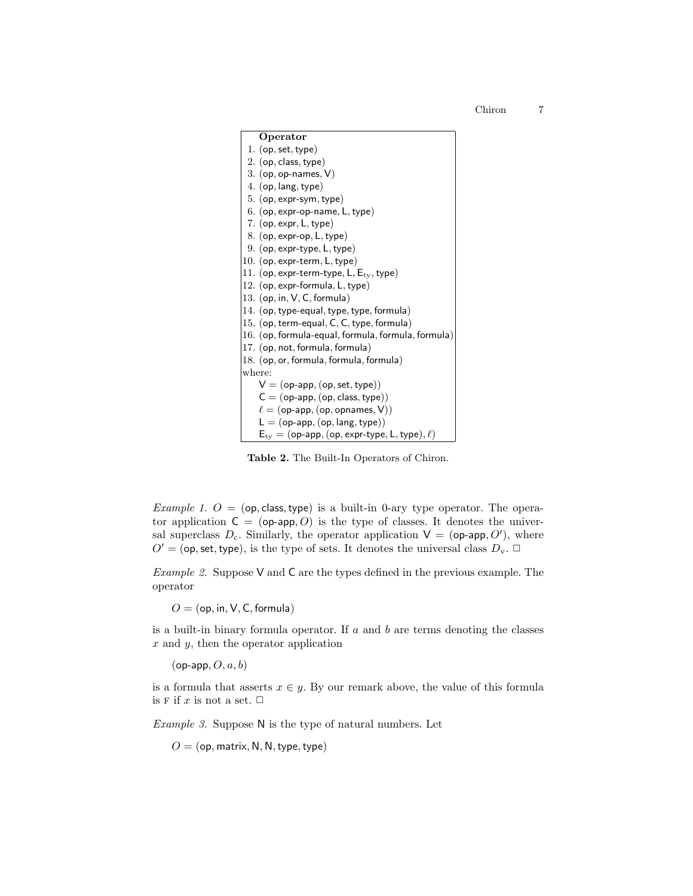| | Operator |
|---|---|
| 1. | (op, set, type) |
| 2. | (op, class, type) |
| 3. | (op, op-names, V) |
| 4. | (op, lang, type) |
| 5. | (op, expr-sym, type) |
| 6. | (op, expr-op-name, L, type) |
| 7. | (op, expr, L, type) |
| 8. | (op, expr-op, L, type) |
| 9. | (op, expr-type, L, type) |
| 10. | (op, expr-term, L, type) |
| 11. | (op, expr-term-type, L, $\mathsf{E}_{\text{ty}}$, type) |
| 12. | (op, expr-formula, L, type) |
| 13. | (op, in, V, C, formula) |
| 14. | (op, type-equal, type, type, formula) |
| 15. | (op, term-equal, C, C, type, formula) |
| 16. | (op, formula-equal, formula, formula, formula) |
| 17. | (op, not, formula, formula) |
| 18. | (op, or, formula, formula, formula) |

where:

- V = (op-app, (op, set, type))
- C = (op-app, (op, class, type))
- $\ell$ = (op-app, (op, opnames, V))
- L = (op-app, (op, lang, type))
- $\mathsf{E}_{\text{ty}}$ = (op-app, (op, expr-type, L, type), $\ell$)

**Table 2.** The Built-In Operators of Chiron.

*Example 1.* $O$ = (op, class, type) is a built-in 0-ary type operator. The operator application C = (op-app, $O$) is the type of classes. It denotes the universal superclass $D_{\text{c}}$. Similarly, the operator application V = (op-app, $O'$), where $O'$ = (op, set, type), is the type of sets. It denotes the universal class $D_{\text{v}}$. □

*Example 2.* Suppose V and C are the types defined in the previous example. The operator

$O$ = (op, in, V, C, formula)

is a built-in binary formula operator. If $a$ and $b$ are terms denoting the classes $x$ and $y$, then the operator application

(op-app, $O$, $a$, $b$)

is a formula that asserts $x \in y$. By our remark above, the value of this formula is F if $x$ is not a set. □

*Example 3.* Suppose N is the type of natural numbers. Let

$O$ = (op, matrix, N, N, type, type)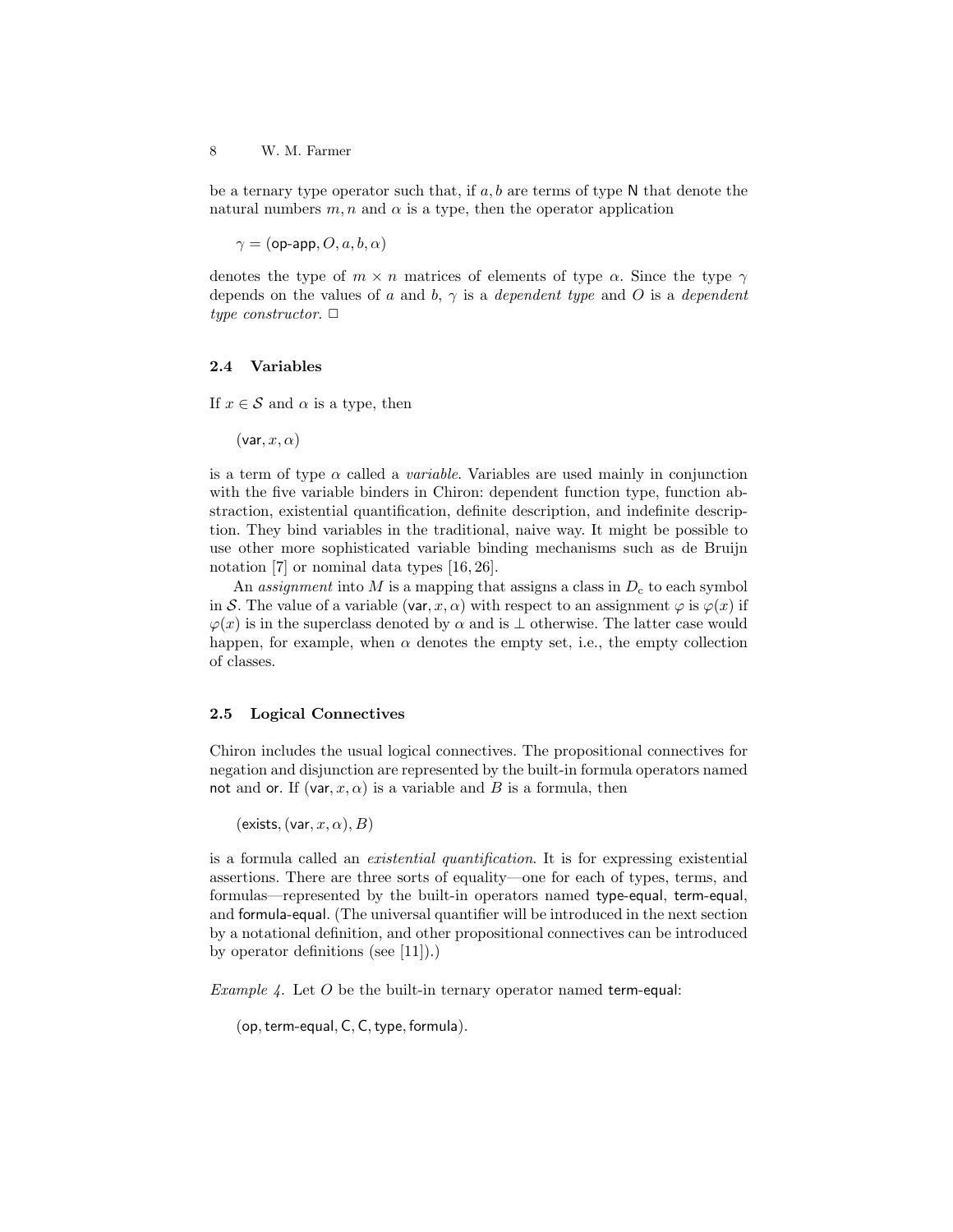be a ternary type operator such that, if $a, b$ are terms of type $\mathsf{N}$ that denote the natural numbers $m, n$ and $\alpha$ is a type, then the operator application

$$\gamma = (\mathsf{op\text{-}app}, O, a, b, \alpha)$$

denotes the type of $m \times n$ matrices of elements of type $\alpha$. Since the type $\gamma$ depends on the values of $a$ and $b$, $\gamma$ is a *dependent type* and $O$ is a *dependent type constructor*. □

### 2.4 Variables

If $x \in \mathcal{S}$ and $\alpha$ is a type, then

$$(\mathsf{var}, x, \alpha)$$

is a term of type $\alpha$ called a *variable*. Variables are used mainly in conjunction with the five variable binders in Chiron: dependent function type, function abstraction, existential quantification, definite description, and indefinite description. They bind variables in the traditional, naive way. It might be possible to use other more sophisticated variable binding mechanisms such as de Bruijn notation [7] or nominal data types [16, 26].

An *assignment* into $M$ is a mapping that assigns a class in $D_{\mathrm{c}}$ to each symbol in $\mathcal{S}$. The value of a variable $(\mathsf{var}, x, \alpha)$ with respect to an assignment $\varphi$ is $\varphi(x)$ if $\varphi(x)$ is in the superclass denoted by $\alpha$ and is $\bot$ otherwise. The latter case would happen, for example, when $\alpha$ denotes the empty set, i.e., the empty collection of classes.

### 2.5 Logical Connectives

Chiron includes the usual logical connectives. The propositional connectives for negation and disjunction are represented by the built-in formula operators named $\mathsf{not}$ and $\mathsf{or}$. If $(\mathsf{var}, x, \alpha)$ is a variable and $B$ is a formula, then

$$(\mathsf{exists}, (\mathsf{var}, x, \alpha), B)$$

is a formula called an *existential quantification*. It is for expressing existential assertions. There are three sorts of equality—one for each of types, terms, and formulas—represented by the built-in operators named $\mathsf{type\text{-}equal}$, $\mathsf{term\text{-}equal}$, and $\mathsf{formula\text{-}equal}$. (The universal quantifier will be introduced in the next section by a notational definition, and other propositional connectives can be introduced by operator definitions (see [11]).)

*Example 4.* Let $O$ be the built-in ternary operator named $\mathsf{term\text{-}equal}$:

$$(\mathsf{op}, \mathsf{term\text{-}equal}, \mathsf{C}, \mathsf{C}, \mathsf{type}, \mathsf{formula}).$$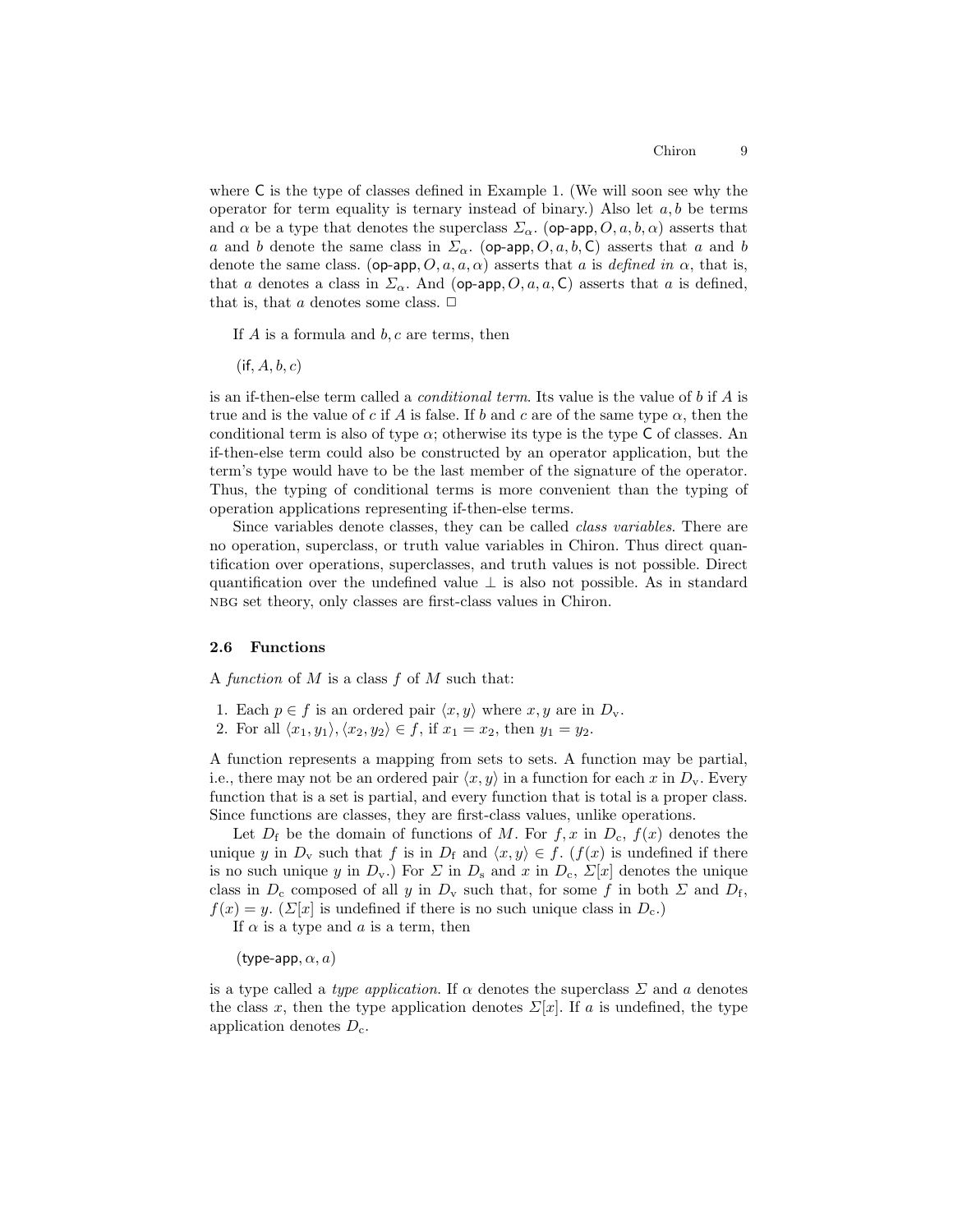where $\mathsf{C}$ is the type of classes defined in Example 1. (We will soon see why the operator for term equality is ternary instead of binary.) Also let $a, b$ be terms and $\alpha$ be a type that denotes the superclass $\Sigma_\alpha$. $(\mathsf{op\text{-}app}, O, a, b, \alpha)$ asserts that $a$ and $b$ denote the same class in $\Sigma_\alpha$. $(\mathsf{op\text{-}app}, O, a, b, \mathsf{C})$ asserts that $a$ and $b$ denote the same class. $(\mathsf{op\text{-}app}, O, a, a, \alpha)$ asserts that $a$ is *defined in* $\alpha$, that is, that $a$ denotes a class in $\Sigma_\alpha$. And $(\mathsf{op\text{-}app}, O, a, a, \mathsf{C})$ asserts that $a$ is defined, that is, that $a$ denotes some class. □

If $A$ is a formula and $b, c$ are terms, then

$(\mathsf{if}, A, b, c)$

is an if-then-else term called a *conditional term*. Its value is the value of $b$ if $A$ is true and is the value of $c$ if $A$ is false. If $b$ and $c$ are of the same type $\alpha$, then the conditional term is also of type $\alpha$; otherwise its type is the type $\mathsf{C}$ of classes. An if-then-else term could also be constructed by an operator application, but the term's type would have to be the last member of the signature of the operator. Thus, the typing of conditional terms is more convenient than the typing of operation applications representing if-then-else terms.

Since variables denote classes, they can be called *class variables*. There are no operation, superclass, or truth value variables in Chiron. Thus direct quantification over operations, superclasses, and truth values is not possible. Direct quantification over the undefined value $\bot$ is also not possible. As in standard NBG set theory, only classes are first-class values in Chiron.

### 2.6 Functions

A *function* of $M$ is a class $f$ of $M$ such that:

1. Each $p \in f$ is an ordered pair $\langle x, y \rangle$ where $x, y$ are in $D_\text{v}$.
2. For all $\langle x_1, y_1 \rangle, \langle x_2, y_2 \rangle \in f$, if $x_1 = x_2$, then $y_1 = y_2$.

A function represents a mapping from sets to sets. A function may be partial, i.e., there may not be an ordered pair $\langle x, y \rangle$ in a function for each $x$ in $D_\text{v}$. Every function that is a set is partial, and every function that is total is a proper class. Since functions are classes, they are first-class values, unlike operations.

Let $D_\text{f}$ be the domain of functions of $M$. For $f, x$ in $D_\text{c}$, $f(x)$ denotes the unique $y$ in $D_\text{v}$ such that $f$ is in $D_\text{f}$ and $\langle x, y \rangle \in f$. ($f(x)$ is undefined if there is no such unique $y$ in $D_\text{v}$.) For $\Sigma$ in $D_\text{s}$ and $x$ in $D_\text{c}$, $\Sigma[x]$ denotes the unique class in $D_\text{c}$ composed of all $y$ in $D_\text{v}$ such that, for some $f$ in both $\Sigma$ and $D_\text{f}$, $f(x) = y$. ($\Sigma[x]$ is undefined if there is no such unique class in $D_\text{c}$.)

If $\alpha$ is a type and $a$ is a term, then

$(\mathsf{type\text{-}app}, \alpha, a)$

is a type called a *type application*. If $\alpha$ denotes the superclass $\Sigma$ and $a$ denotes the class $x$, then the type application denotes $\Sigma[x]$. If $a$ is undefined, the type application denotes $D_\text{c}$.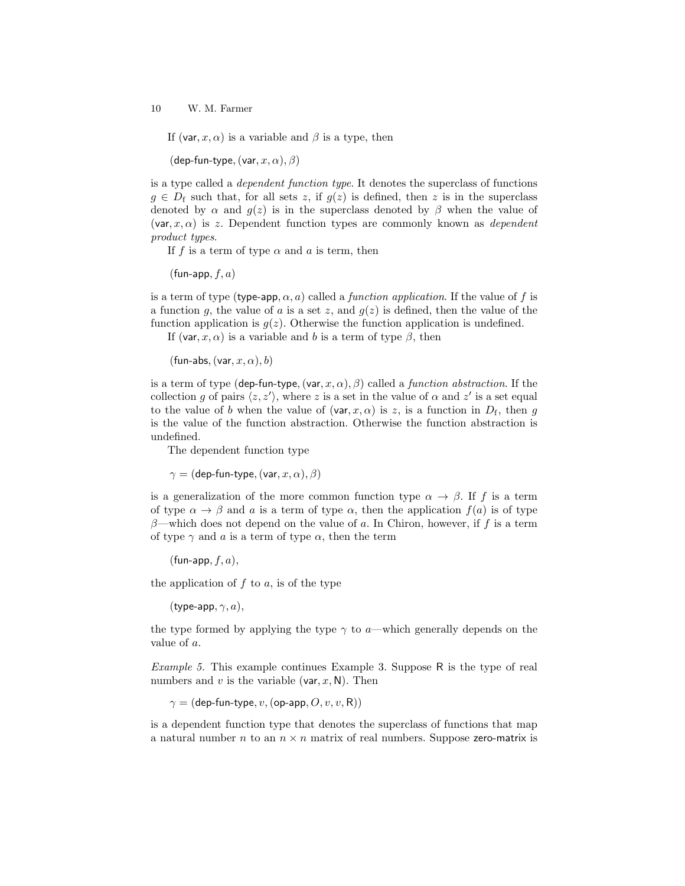If $(\mathsf{var}, x, \alpha)$ is a variable and $\beta$ is a type, then

$$(\mathsf{dep\text{-}fun\text{-}type}, (\mathsf{var}, x, \alpha), \beta)$$

is a type called a *dependent function type*. It denotes the superclass of functions $g \in D_{\mathrm{f}}$ such that, for all sets $z$, if $g(z)$ is defined, then $z$ is in the superclass denoted by $\alpha$ and $g(z)$ is in the superclass denoted by $\beta$ when the value of $(\mathsf{var}, x, \alpha)$ is $z$. Dependent function types are commonly known as *dependent product types*.

If $f$ is a term of type $\alpha$ and $a$ is term, then

$$(\mathsf{fun\text{-}app}, f, a)$$

is a term of type $(\mathsf{type\text{-}app}, \alpha, a)$ called a *function application*. If the value of $f$ is a function $g$, the value of $a$ is a set $z$, and $g(z)$ is defined, then the value of the function application is $g(z)$. Otherwise the function application is undefined.

If $(\mathsf{var}, x, \alpha)$ is a variable and $b$ is a term of type $\beta$, then

$$(\mathsf{fun\text{-}abs}, (\mathsf{var}, x, \alpha), b)$$

is a term of type $(\mathsf{dep\text{-}fun\text{-}type}, (\mathsf{var}, x, \alpha), \beta)$ called a *function abstraction*. If the collection $g$ of pairs $\langle z, z' \rangle$, where $z$ is a set in the value of $\alpha$ and $z'$ is a set equal to the value of $b$ when the value of $(\mathsf{var}, x, \alpha)$ is $z$, is a function in $D_{\mathrm{f}}$, then $g$ is the value of the function abstraction. Otherwise the function abstraction is undefined.

The dependent function type

$$\gamma = (\mathsf{dep\text{-}fun\text{-}type}, (\mathsf{var}, x, \alpha), \beta)$$

is a generalization of the more common function type $\alpha \rightarrow \beta$. If $f$ is a term of type $\alpha \rightarrow \beta$ and $a$ is a term of type $\alpha$, then the application $f(a)$ is of type $\beta$—which does not depend on the value of $a$. In Chiron, however, if $f$ is a term of type $\gamma$ and $a$ is a term of type $\alpha$, then the term

$$(\mathsf{fun\text{-}app}, f, a),$$

the application of $f$ to $a$, is of the type

$$(\mathsf{type\text{-}app}, \gamma, a),$$

the type formed by applying the type $\gamma$ to $a$—which generally depends on the value of $a$.

*Example 5.* This example continues Example 3. Suppose $\mathsf{R}$ is the type of real numbers and $v$ is the variable $(\mathsf{var}, x, \mathsf{N})$. Then

$$\gamma = (\mathsf{dep\text{-}fun\text{-}type}, v, (\mathsf{op\text{-}app}, O, v, v, \mathsf{R}))$$

is a dependent function type that denotes the superclass of functions that map a natural number $n$ to an $n \times n$ matrix of real numbers. Suppose $\mathsf{zero\text{-}matrix}$ is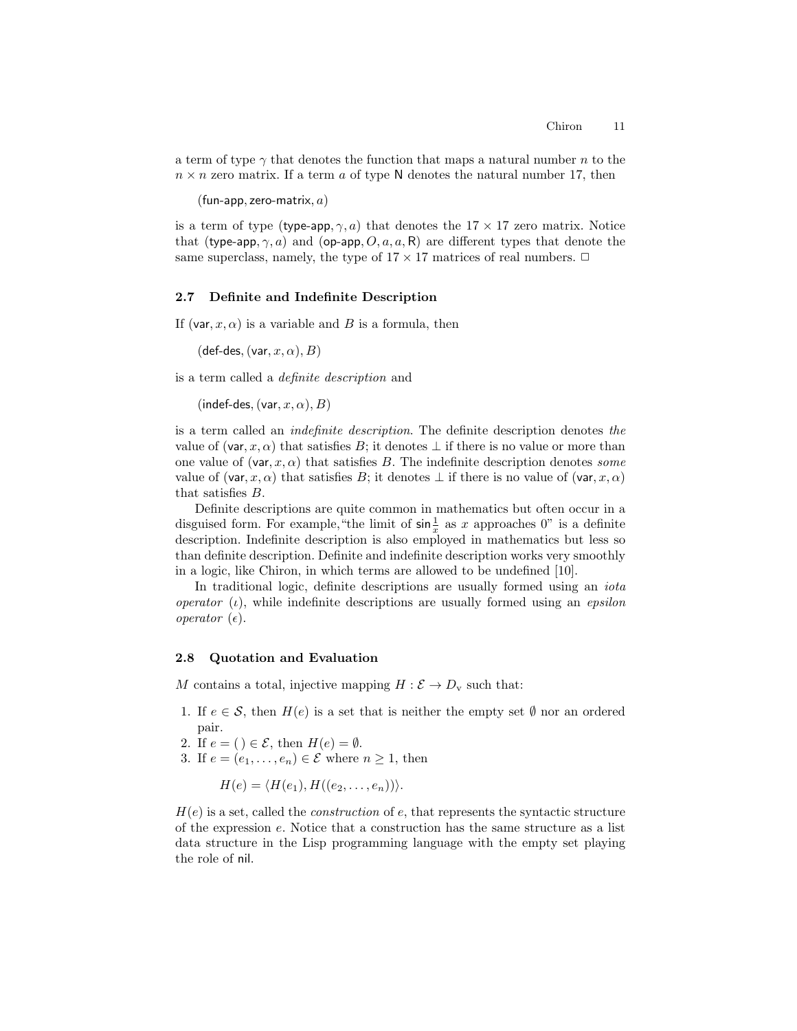a term of type $\gamma$ that denotes the function that maps a natural number $n$ to the $n \times n$ zero matrix. If a term $a$ of type $\mathsf{N}$ denotes the natural number 17, then

$$(\mathsf{fun\text{-}app}, \mathsf{zero\text{-}matrix}, a)$$

is a term of type $(\mathsf{type\text{-}app}, \gamma, a)$ that denotes the $17 \times 17$ zero matrix. Notice that $(\mathsf{type\text{-}app}, \gamma, a)$ and $(\mathsf{op\text{-}app}, O, a, a, \mathsf{R})$ are different types that denote the same superclass, namely, the type of $17 \times 17$ matrices of real numbers. □

### 2.7 Definite and Indefinite Description

If $(\mathsf{var}, x, \alpha)$ is a variable and $B$ is a formula, then

$$(\mathsf{def\text{-}des}, (\mathsf{var}, x, \alpha), B)$$

is a term called a *definite description* and

$$(\mathsf{indef\text{-}des}, (\mathsf{var}, x, \alpha), B)$$

is a term called an *indefinite description*. The definite description denotes *the* value of $(\mathsf{var}, x, \alpha)$ that satisfies $B$; it denotes $\bot$ if there is no value or more than one value of $(\mathsf{var}, x, \alpha)$ that satisfies $B$. The indefinite description denotes *some* value of $(\mathsf{var}, x, \alpha)$ that satisfies $B$; it denotes $\bot$ if there is no value of $(\mathsf{var}, x, \alpha)$ that satisfies $B$.

Definite descriptions are quite common in mathematics but often occur in a disguised form. For example, "the limit of $\mathsf{sin}\frac{1}{x}$ as $x$ approaches 0" is a definite description. Indefinite description is also employed in mathematics but less so than definite description. Definite and indefinite description works very smoothly in a logic, like Chiron, in which terms are allowed to be undefined [10].

In traditional logic, definite descriptions are usually formed using an *iota operator* ($\iota$), while indefinite descriptions are usually formed using an *epsilon operator* ($\epsilon$).

### 2.8 Quotation and Evaluation

$M$ contains a total, injective mapping $H : \mathcal{E} \rightarrow D_{\mathrm{v}}$ such that:

1. If $e \in \mathcal{S}$, then $H(e)$ is a set that is neither the empty set $\emptyset$ nor an ordered pair.
2. If $e = (\,) \in \mathcal{E}$, then $H(e) = \emptyset$.
3. If $e = (e_1, \ldots, e_n) \in \mathcal{E}$ where $n \geq 1$, then

$$H(e) = \langle H(e_1), H((e_2, \ldots, e_n)) \rangle.$$

$H(e)$ is a set, called the *construction* of $e$, that represents the syntactic structure of the expression $e$. Notice that a construction has the same structure as a list data structure in the Lisp programming language with the empty set playing the role of $\mathsf{nil}$.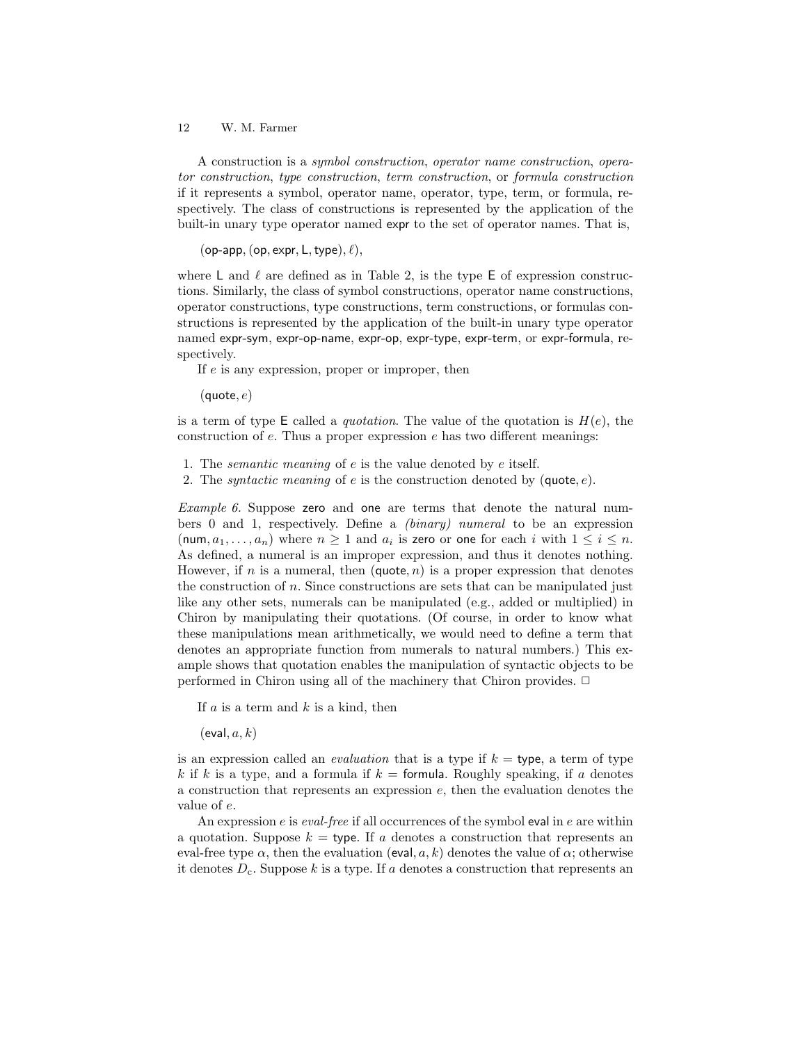A construction is a *symbol construction*, *operator name construction*, *operator construction*, *type construction*, *term construction*, or *formula construction* if it represents a symbol, operator name, operator, type, term, or formula, respectively. The class of constructions is represented by the application of the built-in unary type operator named expr to the set of operator names. That is,

$$(\mathsf{op\text{-}app}, (\mathsf{op}, \mathsf{expr}, \mathsf{L}, \mathsf{type}), \ell),$$

where L and $\ell$ are defined as in Table 2, is the type E of expression constructions. Similarly, the class of symbol constructions, operator name constructions, operator constructions, type constructions, term constructions, or formulas constructions is represented by the application of the built-in unary type operator named expr-sym, expr-op-name, expr-op, expr-type, expr-term, or expr-formula, respectively.

If $e$ is any expression, proper or improper, then

$$(\mathsf{quote}, e)$$

is a term of type E called a *quotation*. The value of the quotation is $H(e)$, the construction of $e$. Thus a proper expression $e$ has two different meanings:

1. The *semantic meaning* of $e$ is the value denoted by $e$ itself.
2. The *syntactic meaning* of $e$ is the construction denoted by $(\mathsf{quote}, e)$.

*Example 6.* Suppose zero and one are terms that denote the natural numbers 0 and 1, respectively. Define a *(binary) numeral* to be an expression $(\mathsf{num}, a_1, \ldots, a_n)$ where $n \geq 1$ and $a_i$ is zero or one for each $i$ with $1 \leq i \leq n$. As defined, a numeral is an improper expression, and thus it denotes nothing. However, if $n$ is a numeral, then $(\mathsf{quote}, n)$ is a proper expression that denotes the construction of $n$. Since constructions are sets that can be manipulated just like any other sets, numerals can be manipulated (e.g., added or multiplied) in Chiron by manipulating their quotations. (Of course, in order to know what these manipulations mean arithmetically, we would need to define a term that denotes an appropriate function from numerals to natural numbers.) This example shows that quotation enables the manipulation of syntactic objects to be performed in Chiron using all of the machinery that Chiron provides. □

If $a$ is a term and $k$ is a kind, then

$$(\mathsf{eval}, a, k)$$

is an expression called an *evaluation* that is a type if $k = \mathsf{type}$, a term of type $k$ if $k$ is a type, and a formula if $k = \mathsf{formula}$. Roughly speaking, if $a$ denotes a construction that represents an expression $e$, then the evaluation denotes the value of $e$.

An expression $e$ is *eval-free* if all occurrences of the symbol eval in $e$ are within a quotation. Suppose $k = \mathsf{type}$. If $a$ denotes a construction that represents an eval-free type $\alpha$, then the evaluation $(\mathsf{eval}, a, k)$ denotes the value of $\alpha$; otherwise it denotes $D_{\mathrm{c}}$. Suppose $k$ is a type. If $a$ denotes a construction that represents an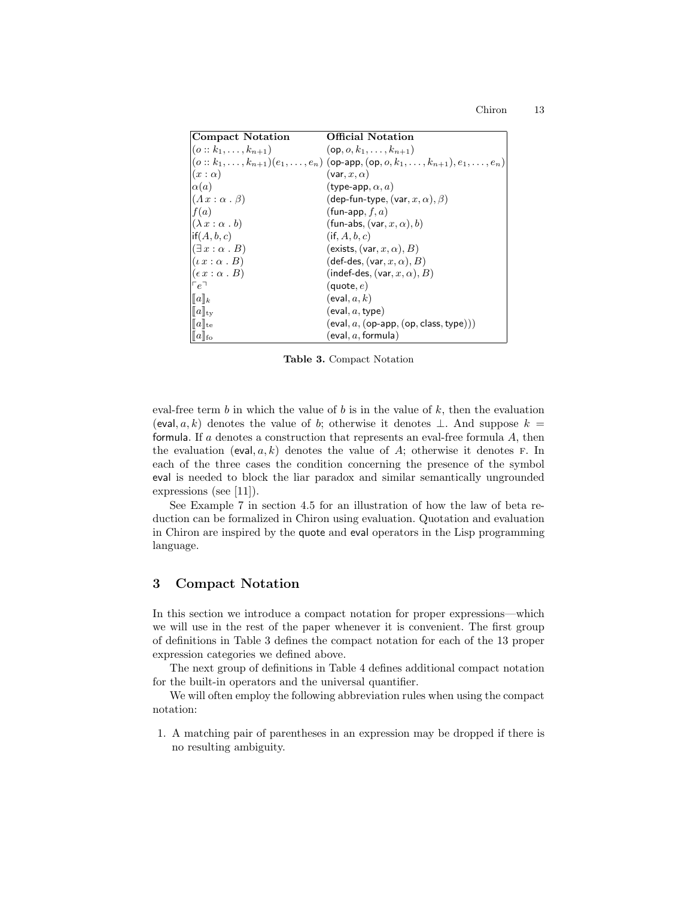| **Compact Notation** | **Official Notation** |
|---|---|
| $(o :: k_1, \ldots, k_{n+1})$ | $(\mathsf{op}, o, k_1, \ldots, k_{n+1})$ |
| $(o :: k_1, \ldots, k_{n+1})(e_1, \ldots, e_n)$ | $(\mathsf{op\text{-}app}, (\mathsf{op}, o, k_1, \ldots, k_{n+1}), e_1, \ldots, e_n)$ |
| $(x : \alpha)$ | $(\mathsf{var}, x, \alpha)$ |
| $\alpha(a)$ | $(\mathsf{type\text{-}app}, \alpha, a)$ |
| $(\Lambda\, x : \alpha \,.\, \beta)$ | $(\mathsf{dep\text{-}fun\text{-}type}, (\mathsf{var}, x, \alpha), \beta)$ |
| $f(a)$ | $(\mathsf{fun\text{-}app}, f, a)$ |
| $(\lambda\, x : \alpha \,.\, b)$ | $(\mathsf{fun\text{-}abs}, (\mathsf{var}, x, \alpha), b)$ |
| $\mathsf{if}(A, b, c)$ | $(\mathsf{if}, A, b, c)$ |
| $(\exists\, x : \alpha \,.\, B)$ | $(\mathsf{exists}, (\mathsf{var}, x, \alpha), B)$ |
| $(\iota\, x : \alpha \,.\, B)$ | $(\mathsf{def\text{-}des}, (\mathsf{var}, x, \alpha), B)$ |
| $(\epsilon\, x : \alpha \,.\, B)$ | $(\mathsf{indef\text{-}des}, (\mathsf{var}, x, \alpha), B)$ |
| $\ulcorner e \urcorner$ | $(\mathsf{quote}, e)$ |
| $[\![a]\!]_k$ | $(\mathsf{eval}, a, k)$ |
| $[\![a]\!]_{\mathrm{ty}}$ | $(\mathsf{eval}, a, \mathsf{type})$ |
| $[\![a]\!]_{\mathrm{te}}$ | $(\mathsf{eval}, a, (\mathsf{op\text{-}app}, (\mathsf{op}, \mathsf{class}, \mathsf{type})))$ |
| $[\![a]\!]_{\mathrm{fo}}$ | $(\mathsf{eval}, a, \mathsf{formula})$ |

**Table 3.** Compact Notation

eval-free term $b$ in which the value of $b$ is in the value of $k$, then the evaluation $(\mathsf{eval}, a, k)$ denotes the value of $b$; otherwise it denotes $\bot$. And suppose $k = \mathsf{formula}$. If $a$ denotes a construction that represents an eval-free formula $A$, then the evaluation $(\mathsf{eval}, a, k)$ denotes the value of $A$; otherwise it denotes F. In each of the three cases the condition concerning the presence of the symbol eval is needed to block the liar paradox and similar semantically ungrounded expressions (see [11]).

See Example 7 in section 4.5 for an illustration of how the law of beta reduction can be formalized in Chiron using evaluation. Quotation and evaluation in Chiron are inspired by the quote and eval operators in the Lisp programming language.

## 3 Compact Notation

In this section we introduce a compact notation for proper expressions—which we will use in the rest of the paper whenever it is convenient. The first group of definitions in Table 3 defines the compact notation for each of the 13 proper expression categories we defined above.

The next group of definitions in Table 4 defines additional compact notation for the built-in operators and the universal quantifier.

We will often employ the following abbreviation rules when using the compact notation:

1. A matching pair of parentheses in an expression may be dropped if there is no resulting ambiguity.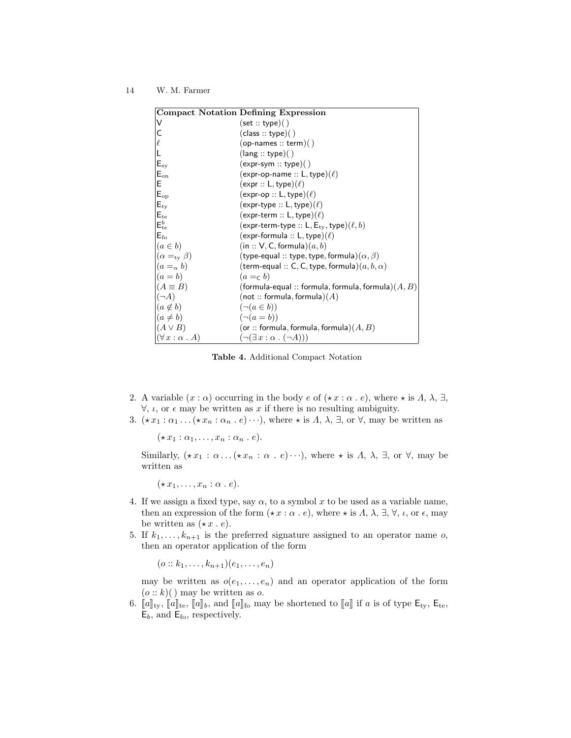| **Compact Notation** | **Defining Expression** |
|---|---|
| $\mathsf{V}$ | $(\mathsf{set} :: \mathsf{type})(\,)$ |
| $\mathsf{C}$ | $(\mathsf{class} :: \mathsf{type})(\,)$ |
| $\ell$ | $(\mathsf{op\text{-}names} :: \mathsf{term})(\,)$ |
| $\mathsf{L}$ | $(\mathsf{lang} :: \mathsf{type})(\,)$ |
| $\mathsf{E}_{\rm sy}$ | $(\mathsf{expr\text{-}sym} :: \mathsf{type})(\,)$ |
| $\mathsf{E}_{\rm on}$ | $(\mathsf{expr\text{-}op\text{-}name} :: \mathsf{L}, \mathsf{type})(\ell)$ |
| $\mathsf{E}$ | $(\mathsf{expr} :: \mathsf{L}, \mathsf{type})(\ell)$ |
| $\mathsf{E}_{\rm op}$ | $(\mathsf{expr\text{-}op} :: \mathsf{L}, \mathsf{type})(\ell)$ |
| $\mathsf{E}_{\rm ty}$ | $(\mathsf{expr\text{-}type} :: \mathsf{L}, \mathsf{type})(\ell)$ |
| $\mathsf{E}_{\rm te}$ | $(\mathsf{expr\text{-}term} :: \mathsf{L}, \mathsf{type})(\ell)$ |
| $\mathsf{E}_{\rm te}^{b}$ | $(\mathsf{expr\text{-}term\text{-}type} :: \mathsf{L}, \mathsf{E}_{\rm ty}, \mathsf{type})(\ell, b)$ |
| $\mathsf{E}_{\rm fo}$ | $(\mathsf{expr\text{-}formula} :: \mathsf{L}, \mathsf{type})(\ell)$ |
| $(a \in b)$ | $(\mathsf{in} :: \mathsf{V}, \mathsf{C}, \mathsf{formula})(a, b)$ |
| $(\alpha =_{\rm ty} \beta)$ | $(\mathsf{type\text{-}equal} :: \mathsf{type}, \mathsf{type}, \mathsf{formula})(\alpha, \beta)$ |
| $(a =_{\alpha} b)$ | $(\mathsf{term\text{-}equal} :: \mathsf{C}, \mathsf{C}, \mathsf{type}, \mathsf{formula})(a, b, \alpha)$ |
| $(a = b)$ | $(a =_{\mathsf{C}} b)$ |
| $(A \equiv B)$ | $(\mathsf{formula\text{-}equal} :: \mathsf{formula}, \mathsf{formula}, \mathsf{formula})(A, B)$ |
| $(\neg A)$ | $(\mathsf{not} :: \mathsf{formula}, \mathsf{formula})(A)$ |
| $(a \not\in b)$ | $(\neg(a \in b))$ |
| $(a \neq b)$ | $(\neg(a = b))$ |
| $(A \vee B)$ | $(\mathsf{or} :: \mathsf{formula}, \mathsf{formula}, \mathsf{formula})(A, B)$ |
| $(\forall\, x : \alpha \,.\, A)$ | $(\neg(\exists\, x : \alpha \,.\, (\neg A)))$ |

**Table 4.** Additional Compact Notation

2. A variable $(x : \alpha)$ occurring in the body $e$ of $(\star\, x : \alpha \,.\, e)$, where $\star$ is $\Lambda$, $\lambda$, $\exists$, $\forall$, $\iota$, or $\epsilon$ may be written as $x$ if there is no resulting ambiguity.
3. $(\star\, x_1 : \alpha_1 \ldots (\star\, x_n : \alpha_n \,.\, e) \cdots)$, where $\star$ is $\Lambda$, $\lambda$, $\exists$, or $\forall$, may be written as

   $(\star\, x_1 : \alpha_1, \ldots, x_n : \alpha_n \,.\, e)$.

   Similarly, $(\star\, x_1 : \alpha \ldots (\star\, x_n : \alpha \,.\, e) \cdots)$, where $\star$ is $\Lambda$, $\lambda$, $\exists$, or $\forall$, may be written as

   $(\star\, x_1, \ldots, x_n : \alpha \,.\, e)$.

4. If we assign a fixed type, say $\alpha$, to a symbol $x$ to be used as a variable name, then an expression of the form $(\star\, x : \alpha \,.\, e)$, where $\star$ is $\Lambda$, $\lambda$, $\exists$, $\forall$, $\iota$, or $\epsilon$, may be written as $(\star\, x \,.\, e)$.
5. If $k_1, \ldots, k_{n+1}$ is the preferred signature assigned to an operator name $o$, then an operator application of the form

   $(o :: k_1, \ldots, k_{n+1})(e_1, \ldots, e_n)$

   may be written as $o(e_1, \ldots, e_n)$ and an operator application of the form $(o :: k)(\,)$ may be written as $o$.
6. $[\![a]\!]_{\rm ty}$, $[\![a]\!]_{\rm te}$, $[\![a]\!]_{b}$, and $[\![a]\!]_{\rm fo}$ may be shortened to $[\![a]\!]$ if $a$ is of type $\mathsf{E}_{\rm ty}$, $\mathsf{E}_{\rm te}$, $\mathsf{E}_{b}$, and $\mathsf{E}_{\rm fo}$, respectively.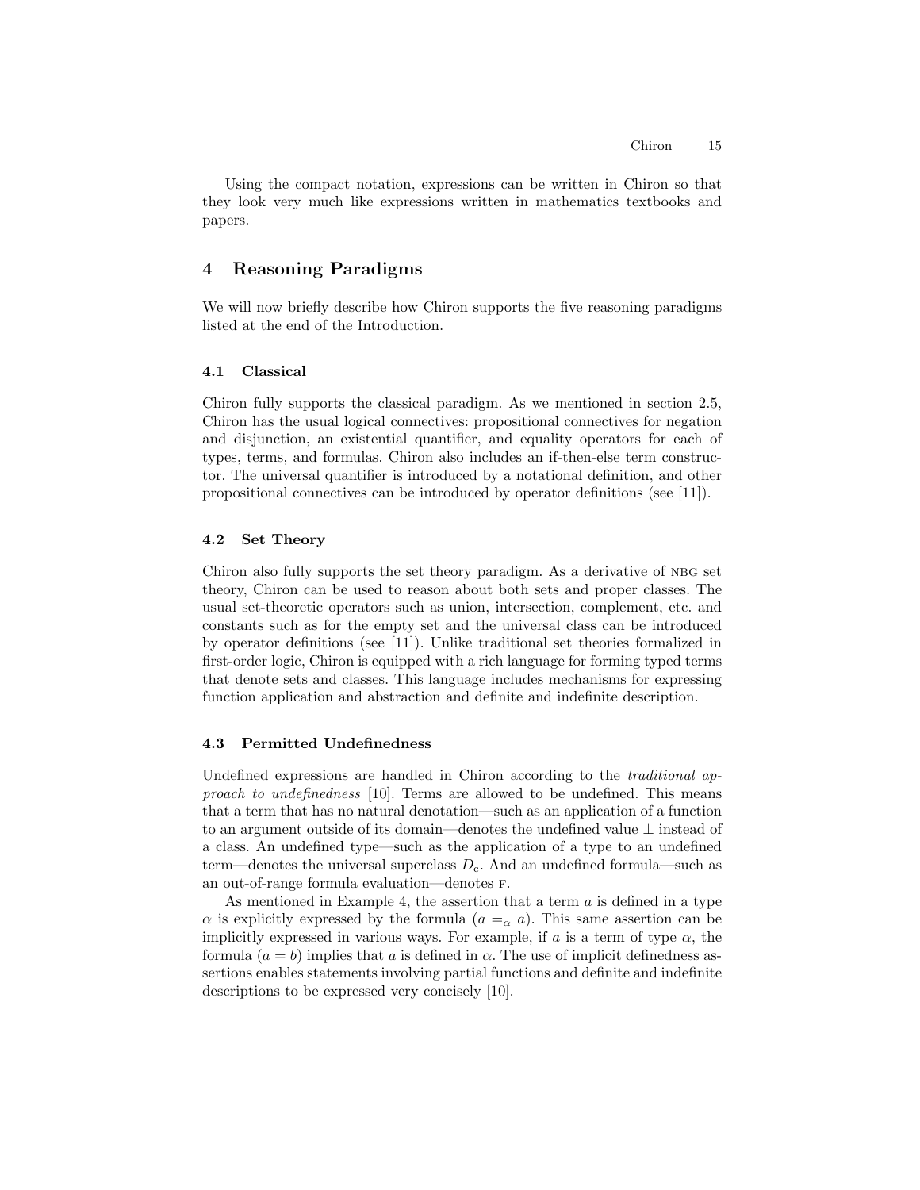Using the compact notation, expressions can be written in Chiron so that they look very much like expressions written in mathematics textbooks and papers.

## 4 Reasoning Paradigms

We will now briefly describe how Chiron supports the five reasoning paradigms listed at the end of the Introduction.

### 4.1 Classical

Chiron fully supports the classical paradigm. As we mentioned in section 2.5, Chiron has the usual logical connectives: propositional connectives for negation and disjunction, an existential quantifier, and equality operators for each of types, terms, and formulas. Chiron also includes an if-then-else term constructor. The universal quantifier is introduced by a notational definition, and other propositional connectives can be introduced by operator definitions (see [11]).

### 4.2 Set Theory

Chiron also fully supports the set theory paradigm. As a derivative of NBG set theory, Chiron can be used to reason about both sets and proper classes. The usual set-theoretic operators such as union, intersection, complement, etc. and constants such as for the empty set and the universal class can be introduced by operator definitions (see [11]). Unlike traditional set theories formalized in first-order logic, Chiron is equipped with a rich language for forming typed terms that denote sets and classes. This language includes mechanisms for expressing function application and abstraction and definite and indefinite description.

### 4.3 Permitted Undefinedness

Undefined expressions are handled in Chiron according to the *traditional approach to undefinedness* [10]. Terms are allowed to be undefined. This means that a term that has no natural denotation—such as an application of a function to an argument outside of its domain—denotes the undefined value $\bot$ instead of a class. An undefined type—such as the application of a type to an undefined term—denotes the universal superclass $D_c$. And an undefined formula—such as an out-of-range formula evaluation—denotes F.

As mentioned in Example 4, the assertion that a term $a$ is defined in a type $\alpha$ is explicitly expressed by the formula $(a =_\alpha a)$. This same assertion can be implicitly expressed in various ways. For example, if $a$ is a term of type $\alpha$, the formula $(a = b)$ implies that $a$ is defined in $\alpha$. The use of implicit definedness assertions enables statements involving partial functions and definite and indefinite descriptions to be expressed very concisely [10].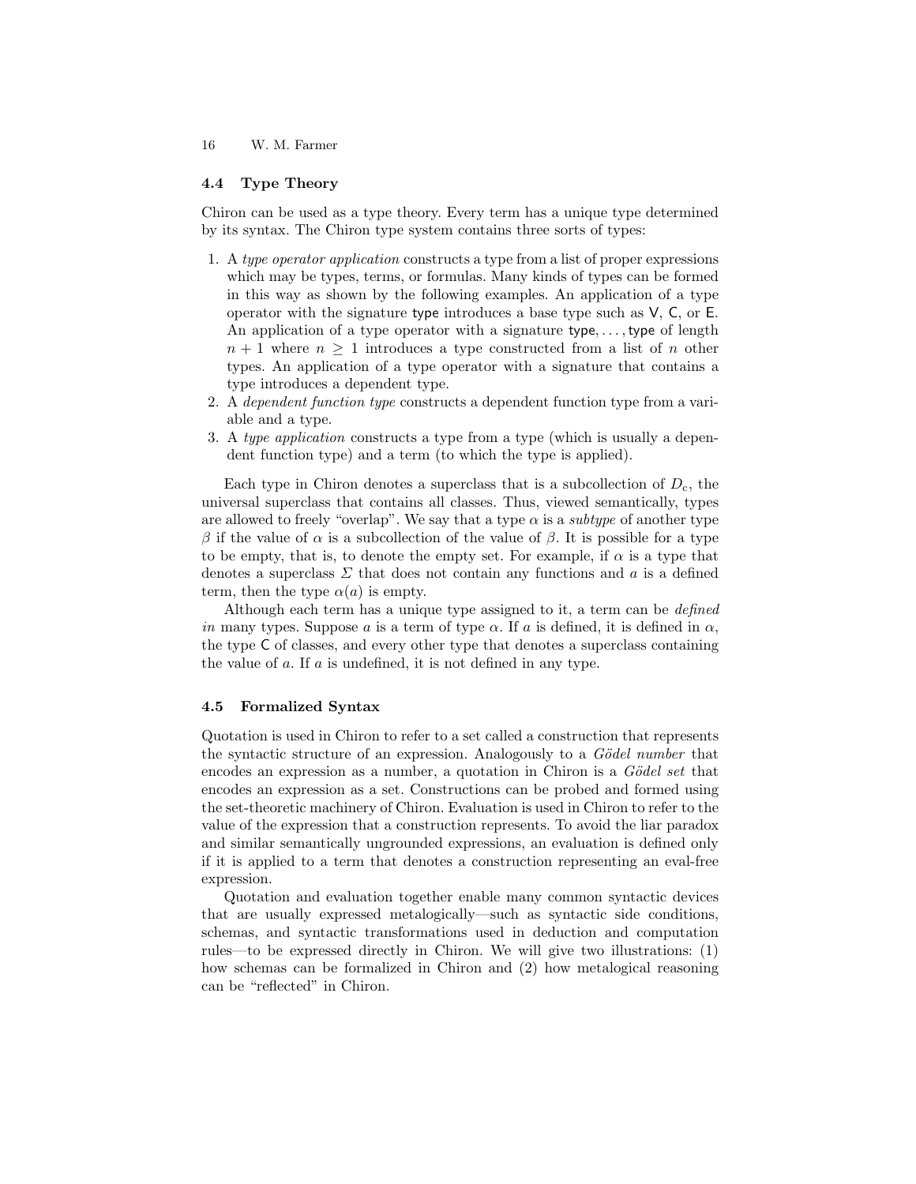### 4.4 Type Theory

Chiron can be used as a type theory. Every term has a unique type determined by its syntax. The Chiron type system contains three sorts of types:

1. A *type operator application* constructs a type from a list of proper expressions which may be types, terms, or formulas. Many kinds of types can be formed in this way as shown by the following examples. An application of a type operator with the signature $\mathsf{type}$ introduces a base type such as $\mathsf{V}$, $\mathsf{C}$, or $\mathsf{E}$. An application of a type operator with a signature $\mathsf{type}, \ldots, \mathsf{type}$ of length $n + 1$ where $n \geq 1$ introduces a type constructed from a list of $n$ other types. An application of a type operator with a signature that contains a type introduces a dependent type.
2. A *dependent function type* constructs a dependent function type from a variable and a type.
3. A *type application* constructs a type from a type (which is usually a dependent function type) and a term (to which the type is applied).

Each type in Chiron denotes a superclass that is a subcollection of $D_{\mathrm{c}}$, the universal superclass that contains all classes. Thus, viewed semantically, types are allowed to freely "overlap". We say that a type $\alpha$ is a *subtype* of another type $\beta$ if the value of $\alpha$ is a subcollection of the value of $\beta$. It is possible for a type to be empty, that is, to denote the empty set. For example, if $\alpha$ is a type that denotes a superclass $\Sigma$ that does not contain any functions and $a$ is a defined term, then the type $\alpha(a)$ is empty.

Although each term has a unique type assigned to it, a term can be *defined in* many types. Suppose $a$ is a term of type $\alpha$. If $a$ is defined, it is defined in $\alpha$, the type $\mathsf{C}$ of classes, and every other type that denotes a superclass containing the value of $a$. If $a$ is undefined, it is not defined in any type.

### 4.5 Formalized Syntax

Quotation is used in Chiron to refer to a set called a construction that represents the syntactic structure of an expression. Analogously to a *Gödel number* that encodes an expression as a number, a quotation in Chiron is a *Gödel set* that encodes an expression as a set. Constructions can be probed and formed using the set-theoretic machinery of Chiron. Evaluation is used in Chiron to refer to the value of the expression that a construction represents. To avoid the liar paradox and similar semantically ungrounded expressions, an evaluation is defined only if it is applied to a term that denotes a construction representing an eval-free expression.

Quotation and evaluation together enable many common syntactic devices that are usually expressed metalogically—such as syntactic side conditions, schemas, and syntactic transformations used in deduction and computation rules—to be expressed directly in Chiron. We will give two illustrations: (1) how schemas can be formalized in Chiron and (2) how metalogical reasoning can be "reflected" in Chiron.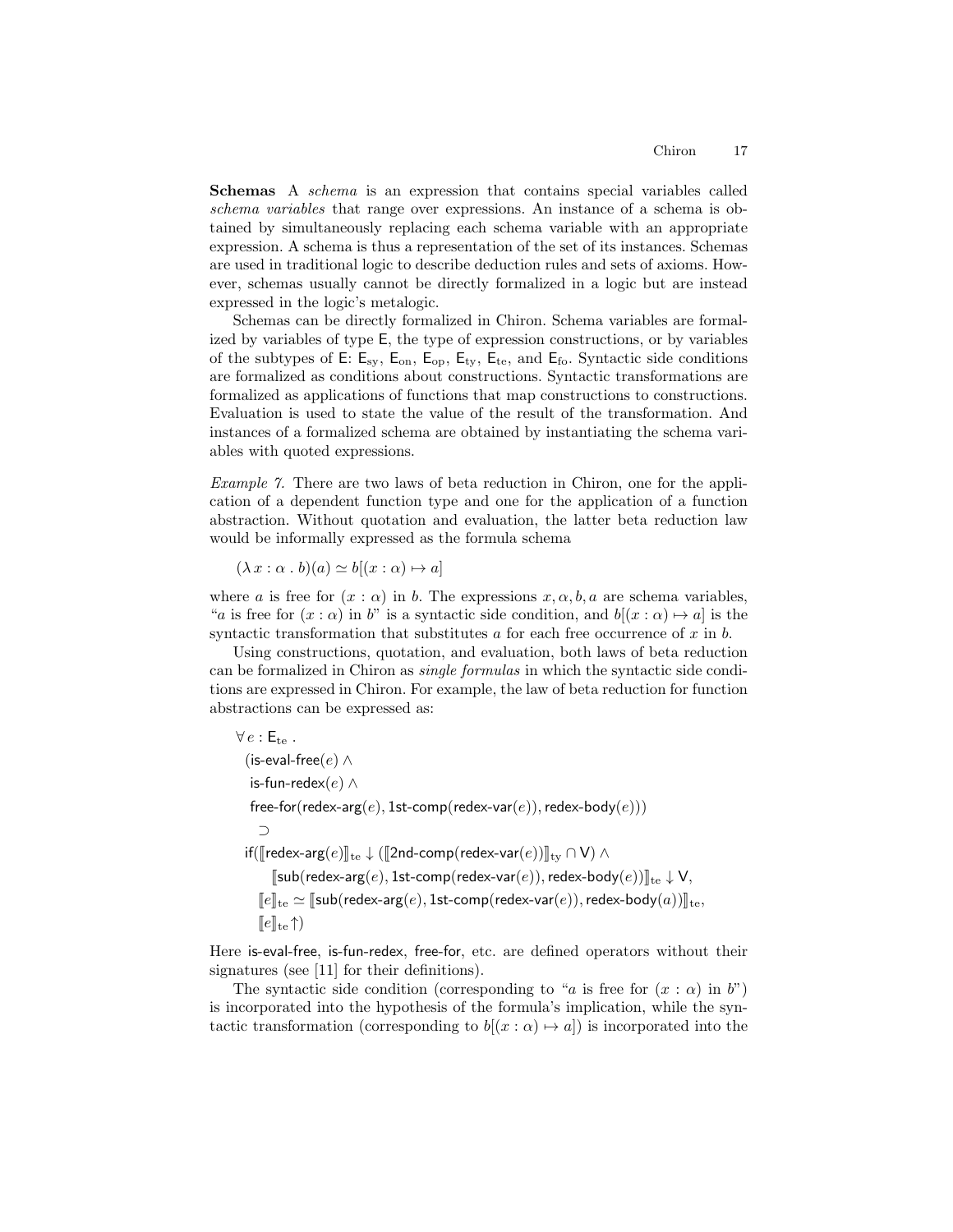**Schemas** A *schema* is an expression that contains special variables called *schema variables* that range over expressions. An instance of a schema is obtained by simultaneously replacing each schema variable with an appropriate expression. A schema is thus a representation of the set of its instances. Schemas are used in traditional logic to describe deduction rules and sets of axioms. However, schemas usually cannot be directly formalized in a logic but are instead expressed in the logic's metalogic.

Schemas can be directly formalized in Chiron. Schema variables are formalized by variables of type $\mathsf{E}$, the type of expression constructions, or by variables of the subtypes of $\mathsf{E}$: $\mathsf{E}_{\rm sy}$, $\mathsf{E}_{\rm on}$, $\mathsf{E}_{\rm op}$, $\mathsf{E}_{\rm ty}$, $\mathsf{E}_{\rm te}$, and $\mathsf{E}_{\rm fo}$. Syntactic side conditions are formalized as conditions about constructions. Syntactic transformations are formalized as applications of functions that map constructions to constructions. Evaluation is used to state the value of the result of the transformation. And instances of a formalized schema are obtained by instantiating the schema variables with quoted expressions.

*Example 7.* There are two laws of beta reduction in Chiron, one for the application of a dependent function type and one for the application of a function abstraction. Without quotation and evaluation, the latter beta reduction law would be informally expressed as the formula schema

$$(\lambda\, x : \alpha \,.\, b)(a) \simeq b[(x : \alpha) \mapsto a]$$

where $a$ is free for $(x : \alpha)$ in $b$. The expressions $x, \alpha, b, a$ are schema variables, "$a$ is free for $(x : \alpha)$ in $b$" is a syntactic side condition, and $b[(x : \alpha) \mapsto a]$ is the syntactic transformation that substitutes $a$ for each free occurrence of $x$ in $b$.

Using constructions, quotation, and evaluation, both laws of beta reduction can be formalized in Chiron as *single formulas* in which the syntactic side conditions are expressed in Chiron. For example, the law of beta reduction for function abstractions can be expressed as:

$$
\begin{array}{l}
\forall\, e : \mathsf{E}_{\rm te} \,. \\
\quad (\textsf{is-eval-free}(e) \wedge \\
\quad\;\, \textsf{is-fun-redex}(e) \wedge \\
\quad\;\, \textsf{free-for}(\textsf{redex-arg}(e), \textsf{1st-comp}(\textsf{redex-var}(e)), \textsf{redex-body}(e))) \\
\quad\quad \supset \\
\quad \textsf{if}([\![\textsf{redex-arg}(e)]\!]_{\rm te} \downarrow ([\![\textsf{2nd-comp}(\textsf{redex-var}(e))]\!]_{\rm ty} \cap \mathsf{V}) \wedge \\
\quad\quad\quad [\![\textsf{sub}(\textsf{redex-arg}(e), \textsf{1st-comp}(\textsf{redex-var}(e)), \textsf{redex-body}(e))]\!]_{\rm te} \downarrow \mathsf{V}, \\
\quad\quad [\![e]\!]_{\rm te} \simeq [\![\textsf{sub}(\textsf{redex-arg}(e), \textsf{1st-comp}(\textsf{redex-var}(e)), \textsf{redex-body}(a))]\!]_{\rm te}, \\
\quad\quad [\![e]\!]_{\rm te}\uparrow)
\end{array}
$$

Here is-eval-free, is-fun-redex, free-for, etc. are defined operators without their signatures (see [11] for their definitions).

The syntactic side condition (corresponding to "$a$ is free for $(x : \alpha)$ in $b$") is incorporated into the hypothesis of the formula's implication, while the syntactic transformation (corresponding to $b[(x : \alpha) \mapsto a]$) is incorporated into the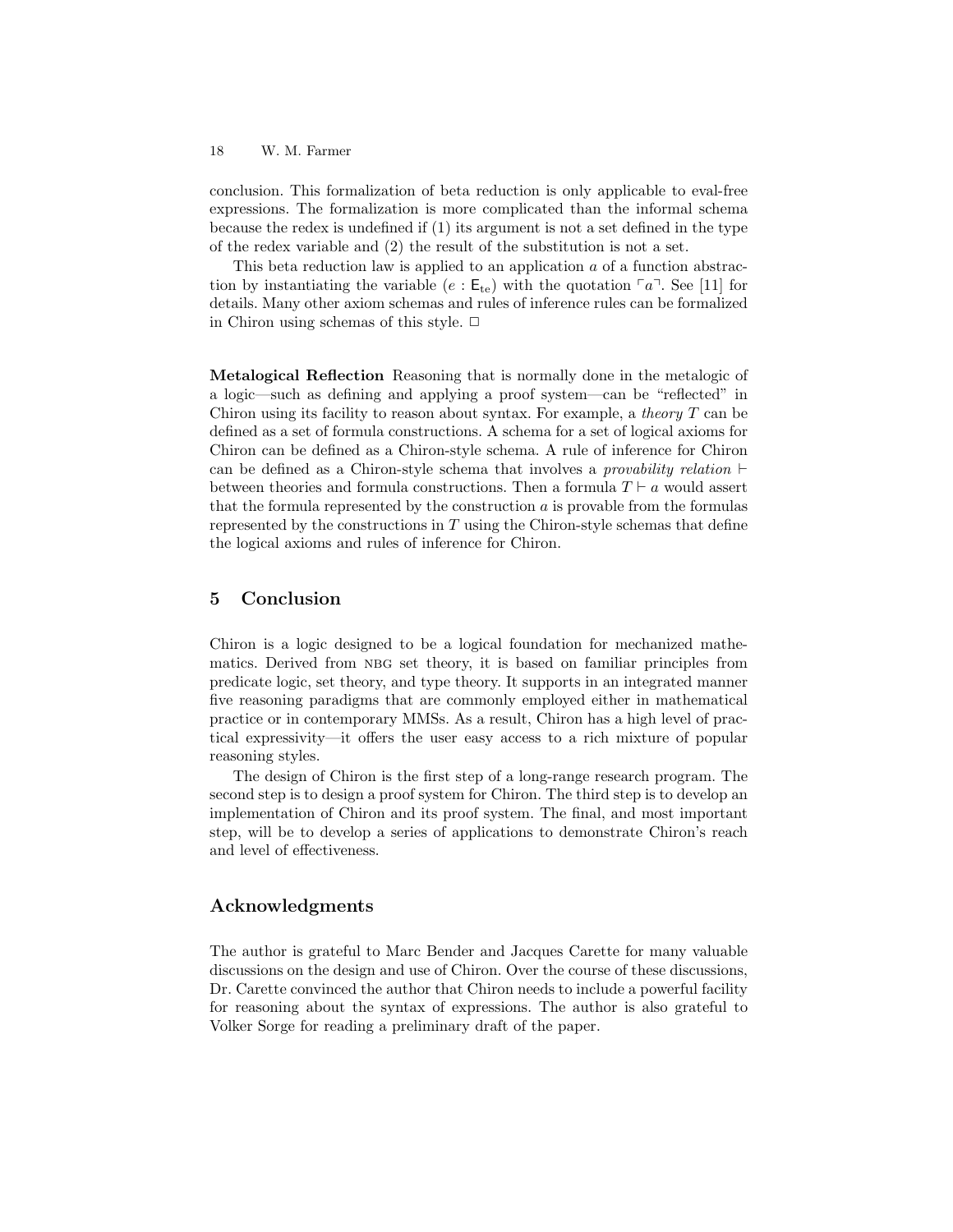conclusion. This formalization of beta reduction is only applicable to eval-free expressions. The formalization is more complicated than the informal schema because the redex is undefined if (1) its argument is not a set defined in the type of the redex variable and (2) the result of the substitution is not a set.

This beta reduction law is applied to an application $a$ of a function abstraction by instantiating the variable $(e : \mathsf{E}_{\mathrm{te}})$ with the quotation $\ulcorner a \urcorner$. See [11] for details. Many other axiom schemas and rules of inference rules can be formalized in Chiron using schemas of this style. □

**Metalogical Reflection** Reasoning that is normally done in the metalogic of a logic—such as defining and applying a proof system—can be "reflected" in Chiron using its facility to reason about syntax. For example, a *theory* $T$ can be defined as a set of formula constructions. A schema for a set of logical axioms for Chiron can be defined as a Chiron-style schema. A rule of inference for Chiron can be defined as a Chiron-style schema that involves a *provability relation* $\vdash$ between theories and formula constructions. Then a formula $T \vdash a$ would assert that the formula represented by the construction $a$ is provable from the formulas represented by the constructions in $T$ using the Chiron-style schemas that define the logical axioms and rules of inference for Chiron.

## 5 Conclusion

Chiron is a logic designed to be a logical foundation for mechanized mathematics. Derived from NBG set theory, it is based on familiar principles from predicate logic, set theory, and type theory. It supports in an integrated manner five reasoning paradigms that are commonly employed either in mathematical practice or in contemporary MMSs. As a result, Chiron has a high level of practical expressivity—it offers the user easy access to a rich mixture of popular reasoning styles.

The design of Chiron is the first step of a long-range research program. The second step is to design a proof system for Chiron. The third step is to develop an implementation of Chiron and its proof system. The final, and most important step, will be to develop a series of applications to demonstrate Chiron's reach and level of effectiveness.

## Acknowledgments

The author is grateful to Marc Bender and Jacques Carette for many valuable discussions on the design and use of Chiron. Over the course of these discussions, Dr. Carette convinced the author that Chiron needs to include a powerful facility for reasoning about the syntax of expressions. The author is also grateful to Volker Sorge for reading a preliminary draft of the paper.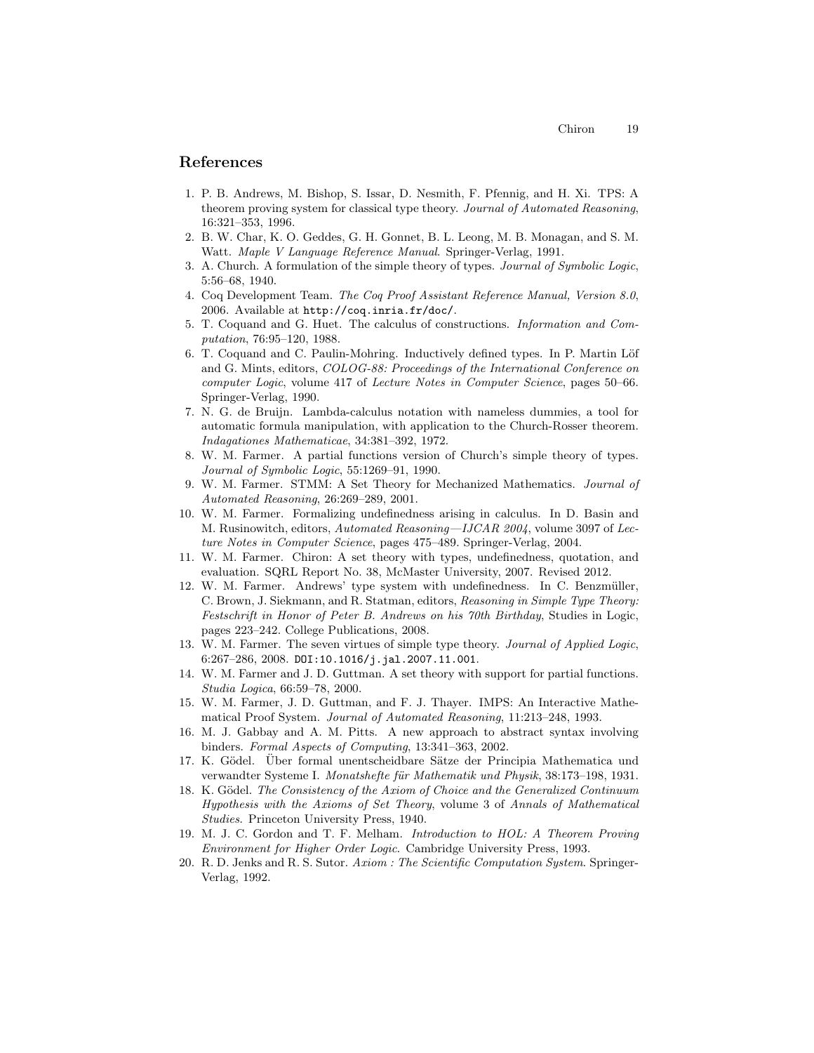## References

1. P. B. Andrews, M. Bishop, S. Issar, D. Nesmith, F. Pfennig, and H. Xi. TPS: A theorem proving system for classical type theory. *Journal of Automated Reasoning*, 16:321–353, 1996.
2. B. W. Char, K. O. Geddes, G. H. Gonnet, B. L. Leong, M. B. Monagan, and S. M. Watt. *Maple V Language Reference Manual*. Springer-Verlag, 1991.
3. A. Church. A formulation of the simple theory of types. *Journal of Symbolic Logic*, 5:56–68, 1940.
4. Coq Development Team. *The Coq Proof Assistant Reference Manual, Version 8.0*, 2006. Available at `http://coq.inria.fr/doc/`.
5. T. Coquand and G. Huet. The calculus of constructions. *Information and Computation*, 76:95–120, 1988.
6. T. Coquand and C. Paulin-Mohring. Inductively defined types. In P. Martin Löf and G. Mints, editors, *COLOG-88: Proceedings of the International Conference on computer Logic*, volume 417 of *Lecture Notes in Computer Science*, pages 50–66. Springer-Verlag, 1990.
7. N. G. de Bruijn. Lambda-calculus notation with nameless dummies, a tool for automatic formula manipulation, with application to the Church-Rosser theorem. *Indagationes Mathematicae*, 34:381–392, 1972.
8. W. M. Farmer. A partial functions version of Church's simple theory of types. *Journal of Symbolic Logic*, 55:1269–91, 1990.
9. W. M. Farmer. STMM: A Set Theory for Mechanized Mathematics. *Journal of Automated Reasoning*, 26:269–289, 2001.
10. W. M. Farmer. Formalizing undefinedness arising in calculus. In D. Basin and M. Rusinowitch, editors, *Automated Reasoning—IJCAR 2004*, volume 3097 of *Lecture Notes in Computer Science*, pages 475–489. Springer-Verlag, 2004.
11. W. M. Farmer. Chiron: A set theory with types, undefinedness, quotation, and evaluation. SQRL Report No. 38, McMaster University, 2007. Revised 2012.
12. W. M. Farmer. Andrews' type system with undefinedness. In C. Benzmüller, C. Brown, J. Siekmann, and R. Statman, editors, *Reasoning in Simple Type Theory: Festschrift in Honor of Peter B. Andrews on his 70th Birthday*, Studies in Logic, pages 223–242. College Publications, 2008.
13. W. M. Farmer. The seven virtues of simple type theory. *Journal of Applied Logic*, 6:267–286, 2008. `DOI:10.1016/j.jal.2007.11.001`.
14. W. M. Farmer and J. D. Guttman. A set theory with support for partial functions. *Studia Logica*, 66:59–78, 2000.
15. W. M. Farmer, J. D. Guttman, and F. J. Thayer. IMPS: An Interactive Mathematical Proof System. *Journal of Automated Reasoning*, 11:213–248, 1993.
16. M. J. Gabbay and A. M. Pitts. A new approach to abstract syntax involving binders. *Formal Aspects of Computing*, 13:341–363, 2002.
17. K. Gödel. Über formal unentscheidbare Sätze der Principia Mathematica und verwandter Systeme I. *Monatshefte für Mathematik und Physik*, 38:173–198, 1931.
18. K. Gödel. *The Consistency of the Axiom of Choice and the Generalized Continuum Hypothesis with the Axioms of Set Theory*, volume 3 of *Annals of Mathematical Studies*. Princeton University Press, 1940.
19. M. J. C. Gordon and T. F. Melham. *Introduction to HOL: A Theorem Proving Environment for Higher Order Logic*. Cambridge University Press, 1993.
20. R. D. Jenks and R. S. Sutor. *Axiom : The Scientific Computation System*. Springer-Verlag, 1992.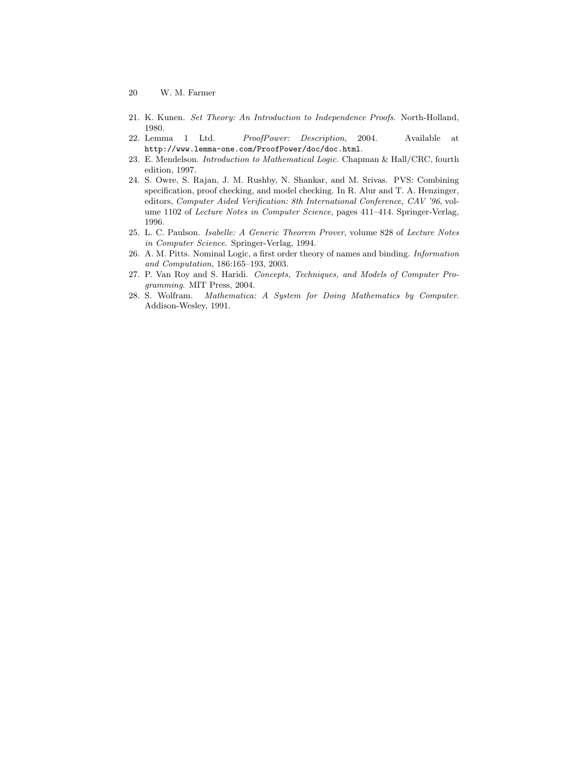21. K. Kunen. *Set Theory: An Introduction to Independence Proofs*. North-Holland, 1980.
22. Lemma 1 Ltd. *ProofPower: Description*, 2004. Available at `http://www.lemma-one.com/ProofPower/doc/doc.html`.
23. E. Mendelson. *Introduction to Mathematical Logic*. Chapman & Hall/CRC, fourth edition, 1997.
24. S. Owre, S. Rajan, J. M. Rushby, N. Shankar, and M. Srivas. PVS: Combining specification, proof checking, and model checking. In R. Alur and T. A. Henzinger, editors, *Computer Aided Verification: 8th International Conference, CAV '96*, volume 1102 of *Lecture Notes in Computer Science*, pages 411–414. Springer-Verlag, 1996.
25. L. C. Paulson. *Isabelle: A Generic Theorem Prover*, volume 828 of *Lecture Notes in Computer Science*. Springer-Verlag, 1994.
26. A. M. Pitts. Nominal Logic, a first order theory of names and binding. *Information and Computation*, 186:165–193, 2003.
27. P. Van Roy and S. Haridi. *Concepts, Techniques, and Models of Computer Programming*. MIT Press, 2004.
28. S. Wolfram. *Mathematica: A System for Doing Mathematics by Computer*. Addison-Wesley, 1991.